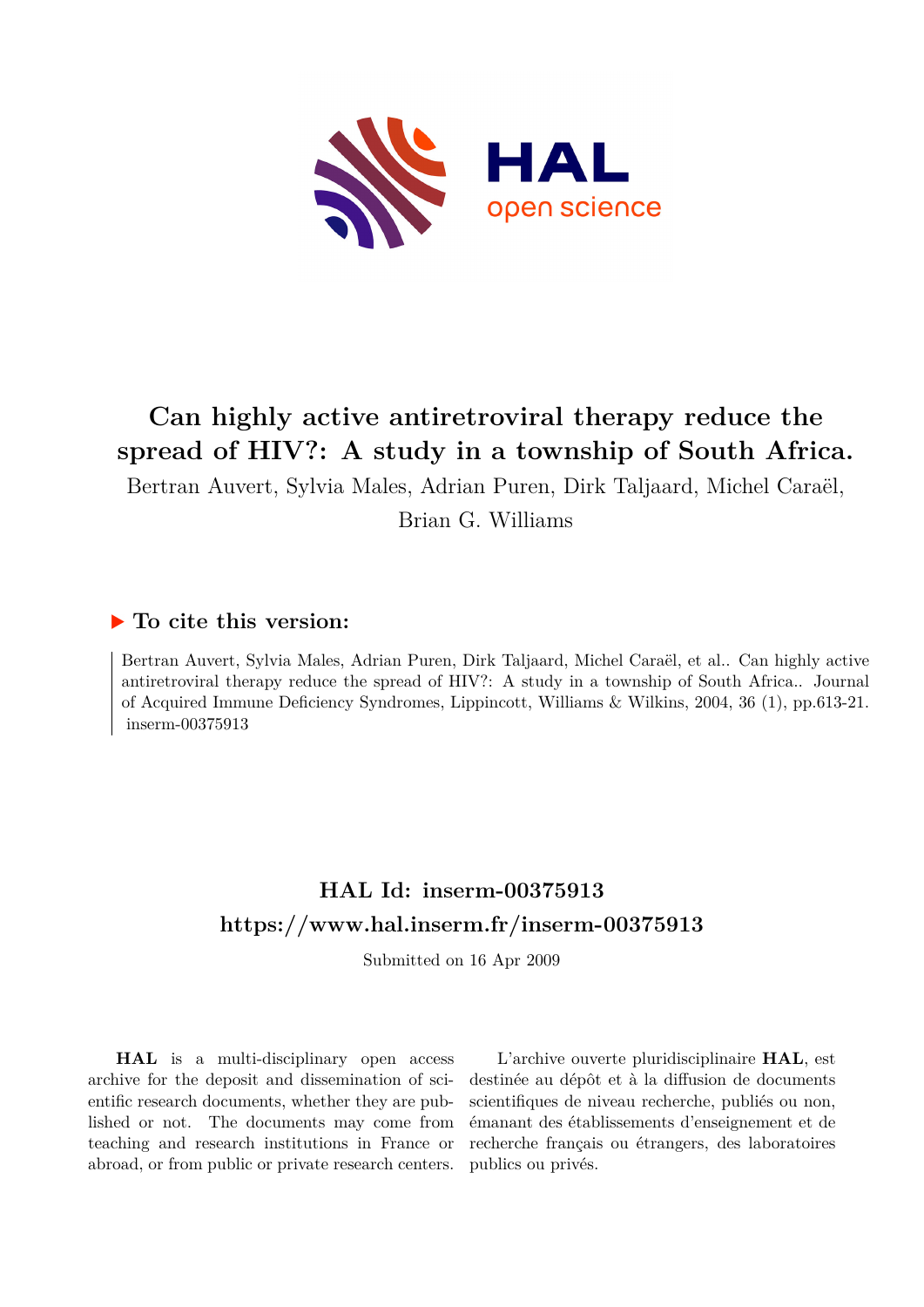# Can highly active antiretroviral therapy reduce the spread of HIV?: A study in a township of South Africa.

Bertran Auvert, Sylvia Males, Adrian Puren, Dirk Taljaard, Michel Caraël, Brian G. Williams

## ▶ To cite this version:

Bertran Auvert, Sylvia Males, Adrian Puren, Dirk Taljaard, Michel Caraël, et al.. Can highly active antiretroviral therapy reduce the spread of HIV?: A study in a township of South Africa.. Journal of Acquired Immune Deficiency Syndromes, Lippincott, Williams & Wilkins, 2004, 36 (1), pp.613-21. inserm-00375913

## HAL Id: inserm-00375913

## https://www.hal.inserm.fr/inserm-00375913

Submitted on 16 Apr 2009

**HAL** is a multi-disciplinary open access archive for the deposit and dissemination of scientific research documents, whether they are published or not. The documents may come from teaching and research institutions in France or abroad, or from public or private research centers.

L'archive ouverte pluridisciplinaire **HAL**, est destinée au dépôt et à la diffusion de documents scientifiques de niveau recherche, publiés ou non, émanant des établissements d'enseignement et de recherche français ou étrangers, des laboratoires publics ou privés.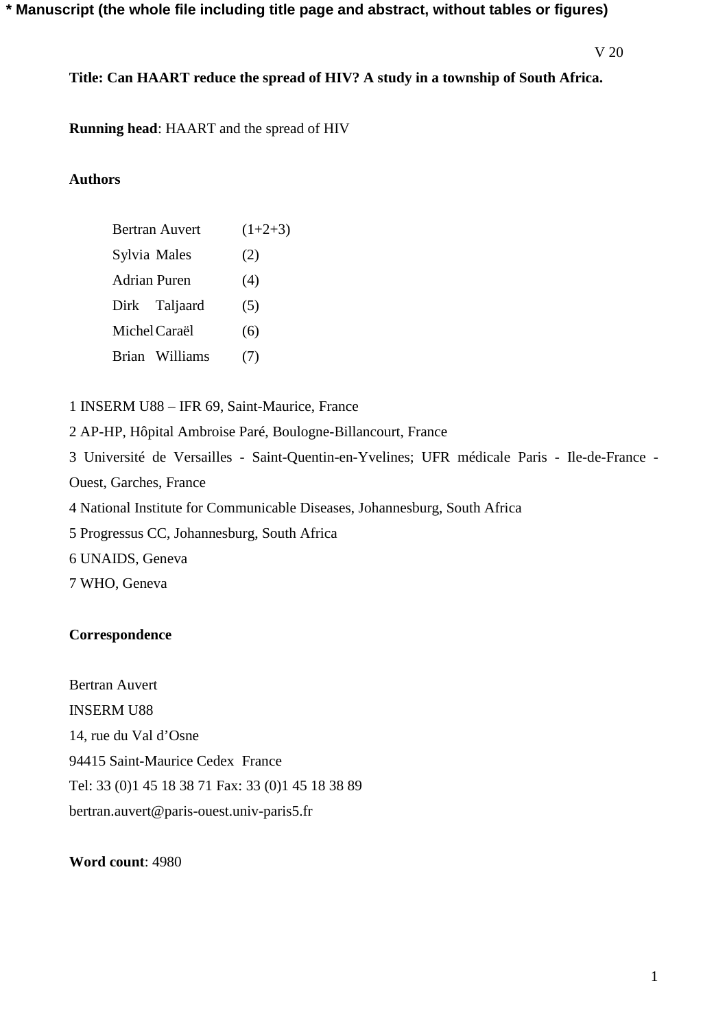**\* Manuscript (the whole file including title page and abstract, without tables or figures)**

V 20

**Title: Can HAART reduce the spread of HIV? A study in a township of South Africa.**

**Running head**: HAART and the spread of HIV

**Authors**

Bertran Auvert (1+2+3)
Sylvia Males (2)
Adrian Puren (4)
Dirk Taljaard (5)
Michel Caraël (6)
Brian Williams (7)

1 INSERM U88 – IFR 69, Saint-Maurice, France
2 AP-HP, Hôpital Ambroise Paré, Boulogne-Billancourt, France
3 Université de Versailles - Saint-Quentin-en-Yvelines; UFR médicale Paris - Ile-de-France - Ouest, Garches, France
4 National Institute for Communicable Diseases, Johannesburg, South Africa
5 Progressus CC, Johannesburg, South Africa
6 UNAIDS, Geneva
7 WHO, Geneva

**Correspondence**

Bertran Auvert
INSERM U88
14, rue du Val d'Osne
94415 Saint-Maurice Cedex France
Tel: 33 (0)1 45 18 38 71 Fax: 33 (0)1 45 18 38 89
bertran.auvert@paris-ouest.univ-paris5.fr

**Word count**: 4980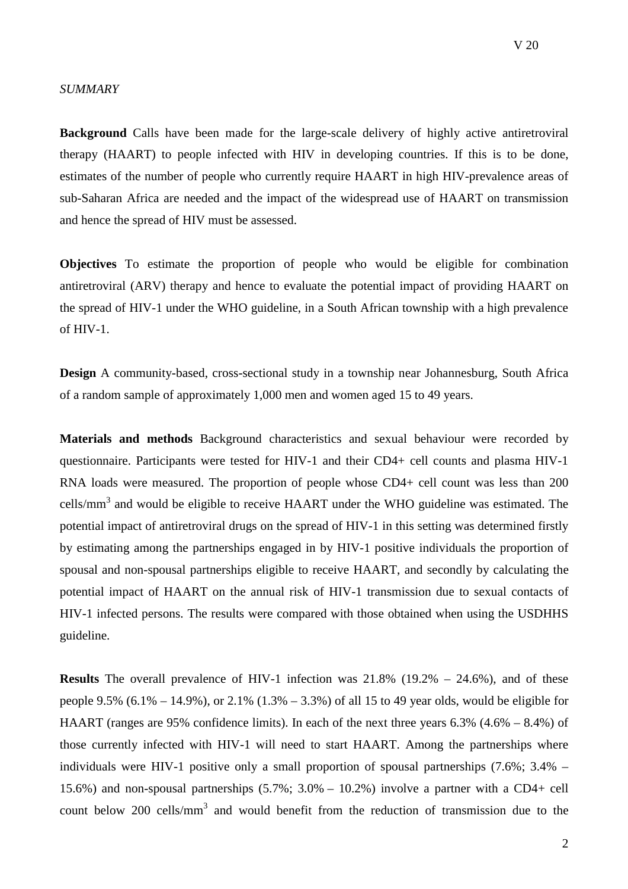*SUMMARY*

**Background** Calls have been made for the large-scale delivery of highly active antiretroviral therapy (HAART) to people infected with HIV in developing countries. If this is to be done, estimates of the number of people who currently require HAART in high HIV-prevalence areas of sub-Saharan Africa are needed and the impact of the widespread use of HAART on transmission and hence the spread of HIV must be assessed.

**Objectives** To estimate the proportion of people who would be eligible for combination antiretroviral (ARV) therapy and hence to evaluate the potential impact of providing HAART on the spread of HIV-1 under the WHO guideline, in a South African township with a high prevalence of HIV-1.

**Design** A community-based, cross-sectional study in a township near Johannesburg, South Africa of a random sample of approximately 1,000 men and women aged 15 to 49 years.

**Materials and methods** Background characteristics and sexual behaviour were recorded by questionnaire. Participants were tested for HIV-1 and their CD4+ cell counts and plasma HIV-1 RNA loads were measured. The proportion of people whose CD4+ cell count was less than 200 cells/mm$^3$ and would be eligible to receive HAART under the WHO guideline was estimated. The potential impact of antiretroviral drugs on the spread of HIV-1 in this setting was determined firstly by estimating among the partnerships engaged in by HIV-1 positive individuals the proportion of spousal and non-spousal partnerships eligible to receive HAART, and secondly by calculating the potential impact of HAART on the annual risk of HIV-1 transmission due to sexual contacts of HIV-1 infected persons. The results were compared with those obtained when using the USDHHS guideline.

**Results** The overall prevalence of HIV-1 infection was 21.8% (19.2% – 24.6%), and of these people 9.5% (6.1% – 14.9%), or 2.1% (1.3% – 3.3%) of all 15 to 49 year olds, would be eligible for HAART (ranges are 95% confidence limits). In each of the next three years 6.3% (4.6% – 8.4%) of those currently infected with HIV-1 will need to start HAART. Among the partnerships where individuals were HIV-1 positive only a small proportion of spousal partnerships (7.6%; 3.4% – 15.6%) and non-spousal partnerships (5.7%; 3.0% – 10.2%) involve a partner with a CD4+ cell count below 200 cells/mm$^3$ and would benefit from the reduction of transmission due to the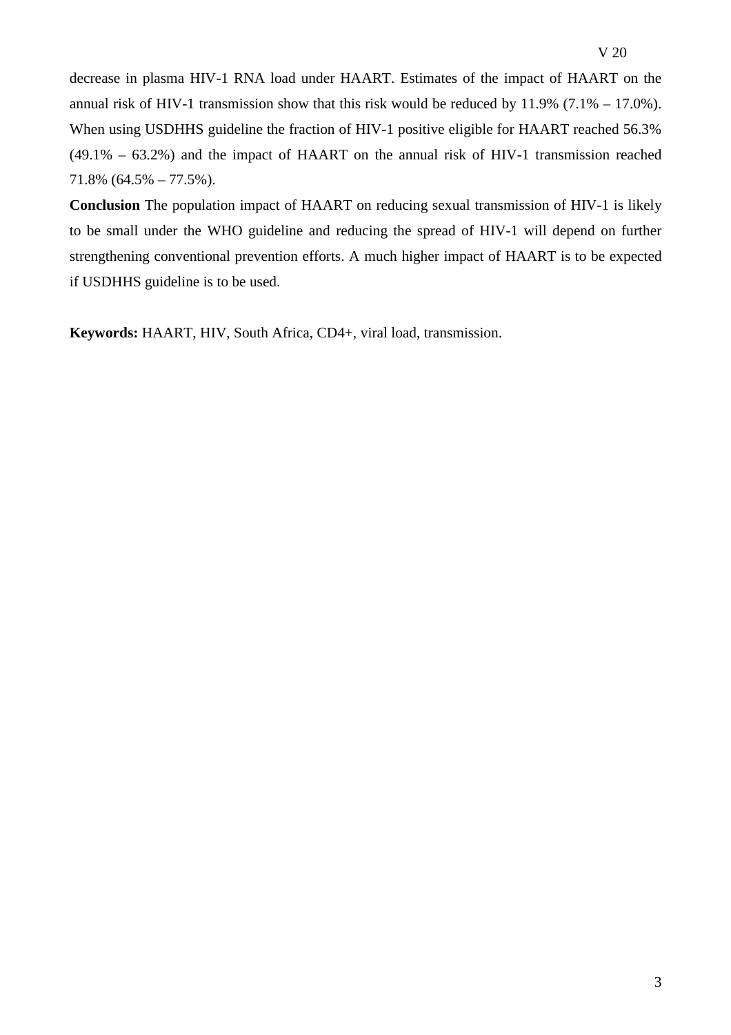decrease in plasma HIV-1 RNA load under HAART. Estimates of the impact of HAART on the annual risk of HIV-1 transmission show that this risk would be reduced by 11.9% (7.1% – 17.0%). When using USDHHS guideline the fraction of HIV-1 positive eligible for HAART reached 56.3% (49.1% – 63.2%) and the impact of HAART on the annual risk of HIV-1 transmission reached 71.8% (64.5% – 77.5%).

**Conclusion** The population impact of HAART on reducing sexual transmission of HIV-1 is likely to be small under the WHO guideline and reducing the spread of HIV-1 will depend on further strengthening conventional prevention efforts. A much higher impact of HAART is to be expected if USDHHS guideline is to be used.

**Keywords:** HAART, HIV, South Africa, CD4+, viral load, transmission.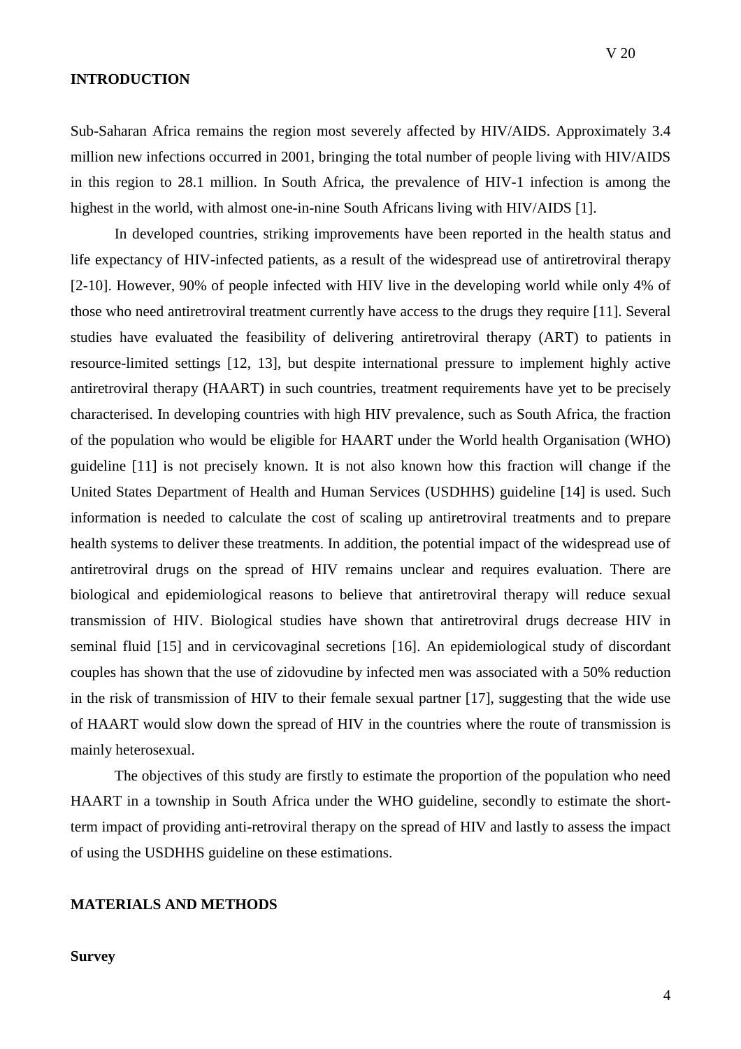## INTRODUCTION

Sub-Saharan Africa remains the region most severely affected by HIV/AIDS. Approximately 3.4 million new infections occurred in 2001, bringing the total number of people living with HIV/AIDS in this region to 28.1 million. In South Africa, the prevalence of HIV-1 infection is among the highest in the world, with almost one-in-nine South Africans living with HIV/AIDS [1].

In developed countries, striking improvements have been reported in the health status and life expectancy of HIV-infected patients, as a result of the widespread use of antiretroviral therapy [2-10]. However, 90% of people infected with HIV live in the developing world while only 4% of those who need antiretroviral treatment currently have access to the drugs they require [11]. Several studies have evaluated the feasibility of delivering antiretroviral therapy (ART) to patients in resource-limited settings [12, 13], but despite international pressure to implement highly active antiretroviral therapy (HAART) in such countries, treatment requirements have yet to be precisely characterised. In developing countries with high HIV prevalence, such as South Africa, the fraction of the population who would be eligible for HAART under the World health Organisation (WHO) guideline [11] is not precisely known. It is not also known how this fraction will change if the United States Department of Health and Human Services (USDHHS) guideline [14] is used. Such information is needed to calculate the cost of scaling up antiretroviral treatments and to prepare health systems to deliver these treatments. In addition, the potential impact of the widespread use of antiretroviral drugs on the spread of HIV remains unclear and requires evaluation. There are biological and epidemiological reasons to believe that antiretroviral therapy will reduce sexual transmission of HIV. Biological studies have shown that antiretroviral drugs decrease HIV in seminal fluid [15] and in cervicovaginal secretions [16]. An epidemiological study of discordant couples has shown that the use of zidovudine by infected men was associated with a 50% reduction in the risk of transmission of HIV to their female sexual partner [17], suggesting that the wide use of HAART would slow down the spread of HIV in the countries where the route of transmission is mainly heterosexual.

The objectives of this study are firstly to estimate the proportion of the population who need HAART in a township in South Africa under the WHO guideline, secondly to estimate the short-term impact of providing anti-retroviral therapy on the spread of HIV and lastly to assess the impact of using the USDHHS guideline on these estimations.

## MATERIALS AND METHODS

### Survey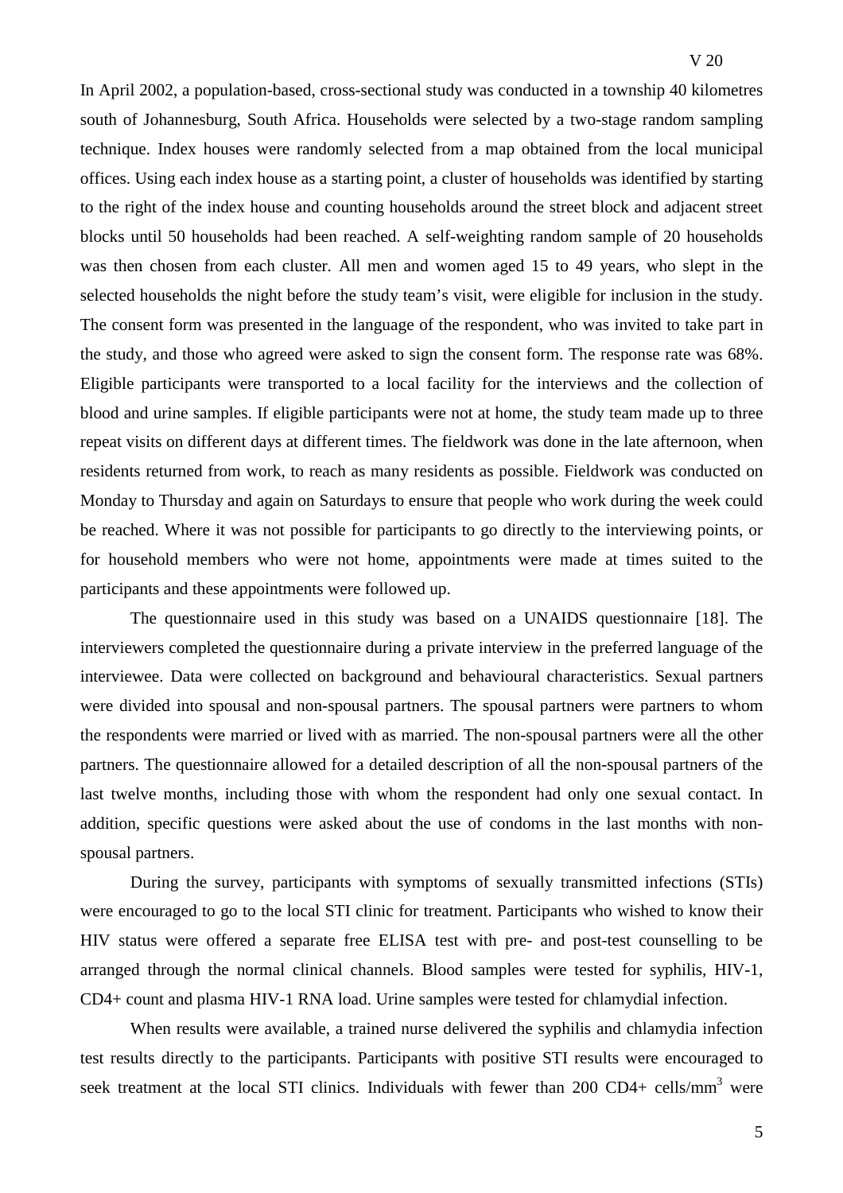In April 2002, a population-based, cross-sectional study was conducted in a township 40 kilometres south of Johannesburg, South Africa. Households were selected by a two-stage random sampling technique. Index houses were randomly selected from a map obtained from the local municipal offices. Using each index house as a starting point, a cluster of households was identified by starting to the right of the index house and counting households around the street block and adjacent street blocks until 50 households had been reached. A self-weighting random sample of 20 households was then chosen from each cluster. All men and women aged 15 to 49 years, who slept in the selected households the night before the study team's visit, were eligible for inclusion in the study. The consent form was presented in the language of the respondent, who was invited to take part in the study, and those who agreed were asked to sign the consent form. The response rate was 68%. Eligible participants were transported to a local facility for the interviews and the collection of blood and urine samples. If eligible participants were not at home, the study team made up to three repeat visits on different days at different times. The fieldwork was done in the late afternoon, when residents returned from work, to reach as many residents as possible. Fieldwork was conducted on Monday to Thursday and again on Saturdays to ensure that people who work during the week could be reached. Where it was not possible for participants to go directly to the interviewing points, or for household members who were not home, appointments were made at times suited to the participants and these appointments were followed up.

The questionnaire used in this study was based on a UNAIDS questionnaire [18]. The interviewers completed the questionnaire during a private interview in the preferred language of the interviewee. Data were collected on background and behavioural characteristics. Sexual partners were divided into spousal and non-spousal partners. The spousal partners were partners to whom the respondents were married or lived with as married. The non-spousal partners were all the other partners. The questionnaire allowed for a detailed description of all the non-spousal partners of the last twelve months, including those with whom the respondent had only one sexual contact. In addition, specific questions were asked about the use of condoms in the last months with non-spousal partners.

During the survey, participants with symptoms of sexually transmitted infections (STIs) were encouraged to go to the local STI clinic for treatment. Participants who wished to know their HIV status were offered a separate free ELISA test with pre- and post-test counselling to be arranged through the normal clinical channels. Blood samples were tested for syphilis, HIV-1, CD4+ count and plasma HIV-1 RNA load. Urine samples were tested for chlamydial infection.

When results were available, a trained nurse delivered the syphilis and chlamydia infection test results directly to the participants. Participants with positive STI results were encouraged to seek treatment at the local STI clinics. Individuals with fewer than 200 CD4+ cells/mm$^3$ were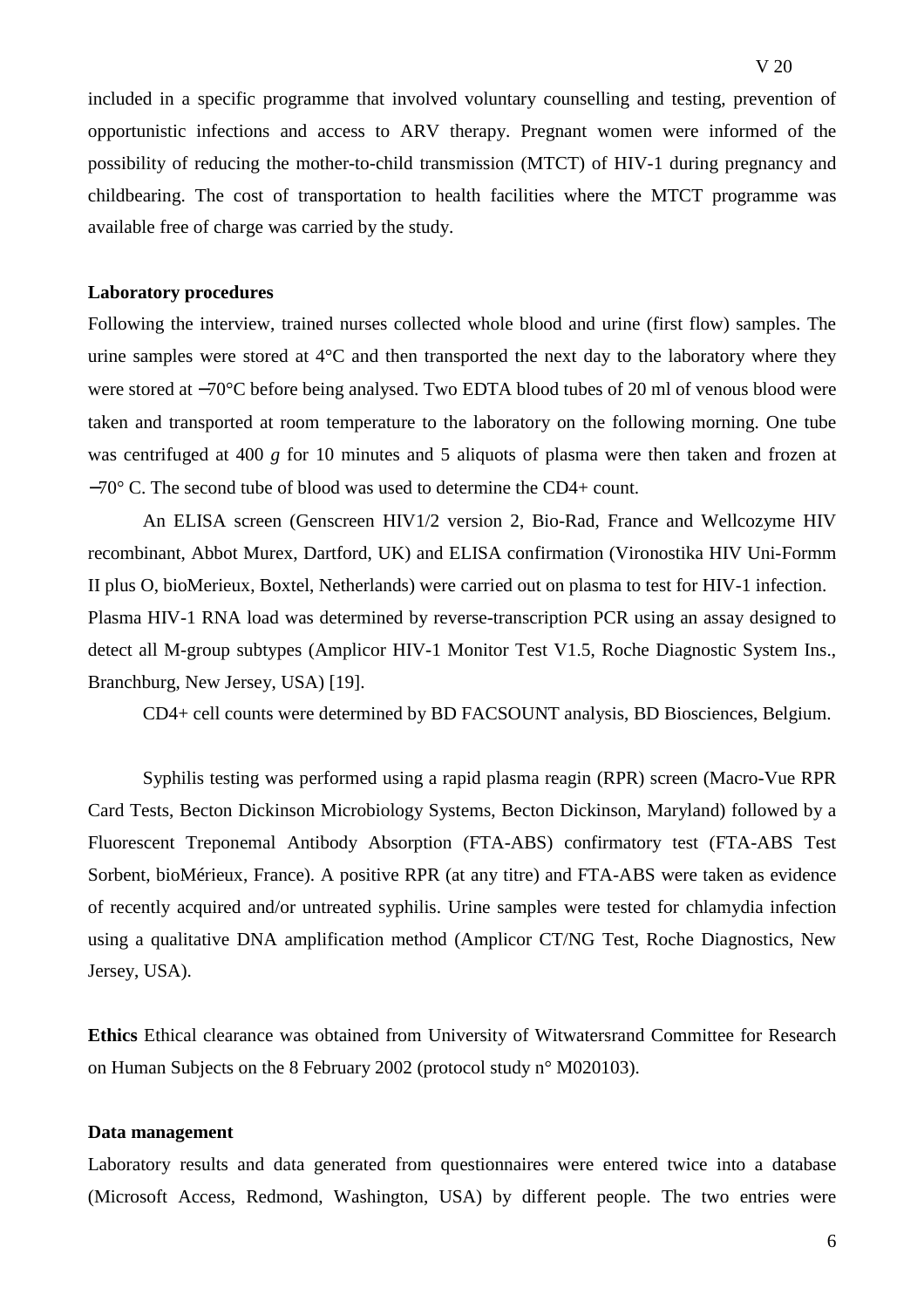included in a specific programme that involved voluntary counselling and testing, prevention of opportunistic infections and access to ARV therapy. Pregnant women were informed of the possibility of reducing the mother-to-child transmission (MTCT) of HIV-1 during pregnancy and childbearing. The cost of transportation to health facilities where the MTCT programme was available free of charge was carried by the study.

**Laboratory procedures**

Following the interview, trained nurses collected whole blood and urine (first flow) samples. The urine samples were stored at 4°C and then transported the next day to the laboratory where they were stored at −70°C before being analysed. Two EDTA blood tubes of 20 ml of venous blood were taken and transported at room temperature to the laboratory on the following morning. One tube was centrifuged at 400 *g* for 10 minutes and 5 aliquots of plasma were then taken and frozen at −70° C. The second tube of blood was used to determine the CD4+ count.

An ELISA screen (Genscreen HIV1/2 version 2, Bio-Rad, France and Wellcozyme HIV recombinant, Abbot Murex, Dartford, UK) and ELISA confirmation (Vironostika HIV Uni-Formm II plus O, bioMerieux, Boxtel, Netherlands) were carried out on plasma to test for HIV-1 infection. Plasma HIV-1 RNA load was determined by reverse-transcription PCR using an assay designed to detect all M-group subtypes (Amplicor HIV-1 Monitor Test V1.5, Roche Diagnostic System Ins., Branchburg, New Jersey, USA) [19].

CD4+ cell counts were determined by BD FACSOUNT analysis, BD Biosciences, Belgium.

Syphilis testing was performed using a rapid plasma reagin (RPR) screen (Macro-Vue RPR Card Tests, Becton Dickinson Microbiology Systems, Becton Dickinson, Maryland) followed by a Fluorescent Treponemal Antibody Absorption (FTA-ABS) confirmatory test (FTA-ABS Test Sorbent, bioMérieux, France). A positive RPR (at any titre) and FTA-ABS were taken as evidence of recently acquired and/or untreated syphilis. Urine samples were tested for chlamydia infection using a qualitative DNA amplification method (Amplicor CT/NG Test, Roche Diagnostics, New Jersey, USA).

**Ethics** Ethical clearance was obtained from University of Witwatersrand Committee for Research on Human Subjects on the 8 February 2002 (protocol study n° M020103).

**Data management**

Laboratory results and data generated from questionnaires were entered twice into a database (Microsoft Access, Redmond, Washington, USA) by different people. The two entries were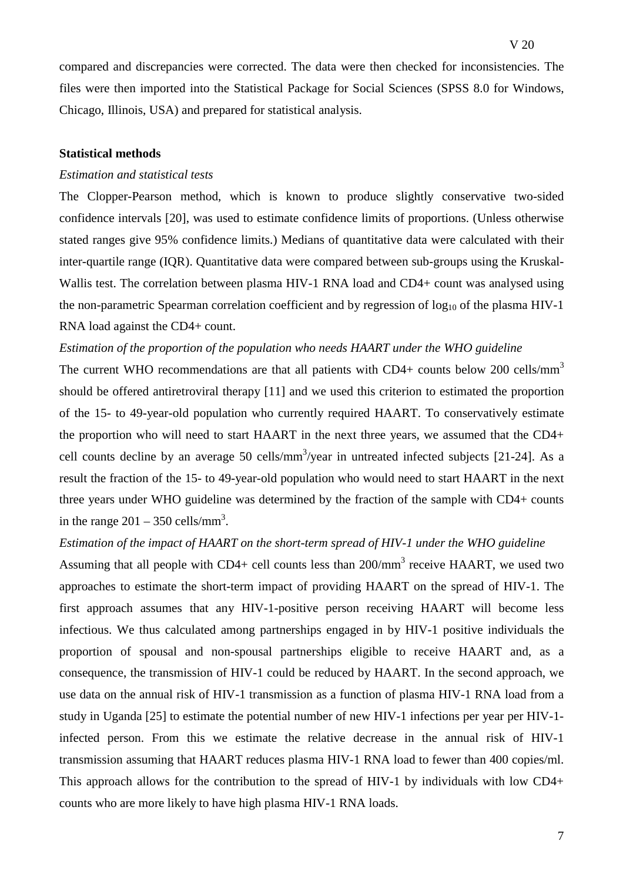compared and discrepancies were corrected. The data were then checked for inconsistencies. The files were then imported into the Statistical Package for Social Sciences (SPSS 8.0 for Windows, Chicago, Illinois, USA) and prepared for statistical analysis.

**Statistical methods**

*Estimation and statistical tests*

The Clopper-Pearson method, which is known to produce slightly conservative two-sided confidence intervals [20], was used to estimate confidence limits of proportions. (Unless otherwise stated ranges give 95% confidence limits.) Medians of quantitative data were calculated with their inter-quartile range (IQR). Quantitative data were compared between sub-groups using the Kruskal-Wallis test. The correlation between plasma HIV-1 RNA load and CD4+ count was analysed using the non-parametric Spearman correlation coefficient and by regression of $\log_{10}$ of the plasma HIV-1 RNA load against the CD4+ count.

*Estimation of the proportion of the population who needs HAART under the WHO guideline*

The current WHO recommendations are that all patients with CD4+ counts below 200 cells/mm$^3$ should be offered antiretroviral therapy [11] and we used this criterion to estimated the proportion of the 15- to 49-year-old population who currently required HAART. To conservatively estimate the proportion who will need to start HAART in the next three years, we assumed that the CD4+ cell counts decline by an average 50 cells/mm$^3$/year in untreated infected subjects [21-24]. As a result the fraction of the 15- to 49-year-old population who would need to start HAART in the next three years under WHO guideline was determined by the fraction of the sample with CD4+ counts in the range 201 – 350 cells/mm$^3$.

*Estimation of the impact of HAART on the short-term spread of HIV-1 under the WHO guideline*

Assuming that all people with CD4+ cell counts less than 200/mm$^3$ receive HAART, we used two approaches to estimate the short-term impact of providing HAART on the spread of HIV-1. The first approach assumes that any HIV-1-positive person receiving HAART will become less infectious. We thus calculated among partnerships engaged in by HIV-1 positive individuals the proportion of spousal and non-spousal partnerships eligible to receive HAART and, as a consequence, the transmission of HIV-1 could be reduced by HAART. In the second approach, we use data on the annual risk of HIV-1 transmission as a function of plasma HIV-1 RNA load from a study in Uganda [25] to estimate the potential number of new HIV-1 infections per year per HIV-1-infected person. From this we estimate the relative decrease in the annual risk of HIV-1 transmission assuming that HAART reduces plasma HIV-1 RNA load to fewer than 400 copies/ml. This approach allows for the contribution to the spread of HIV-1 by individuals with low CD4+ counts who are more likely to have high plasma HIV-1 RNA loads.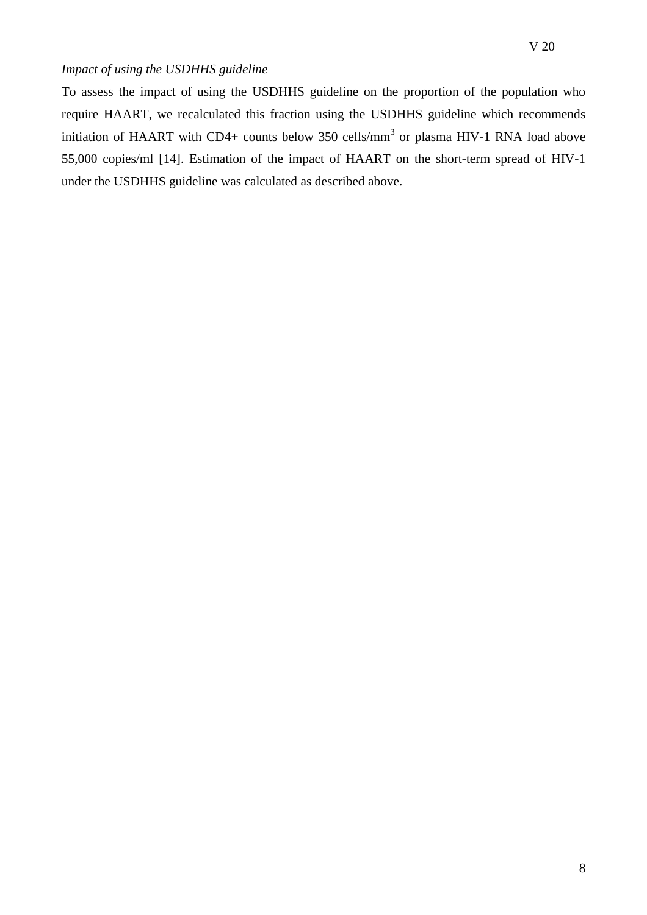*Impact of using the USDHHS guideline*

To assess the impact of using the USDHHS guideline on the proportion of the population who require HAART, we recalculated this fraction using the USDHHS guideline which recommends initiation of HAART with CD4+ counts below 350 cells/mm$^3$ or plasma HIV-1 RNA load above 55,000 copies/ml [14]. Estimation of the impact of HAART on the short-term spread of HIV-1 under the USDHHS guideline was calculated as described above.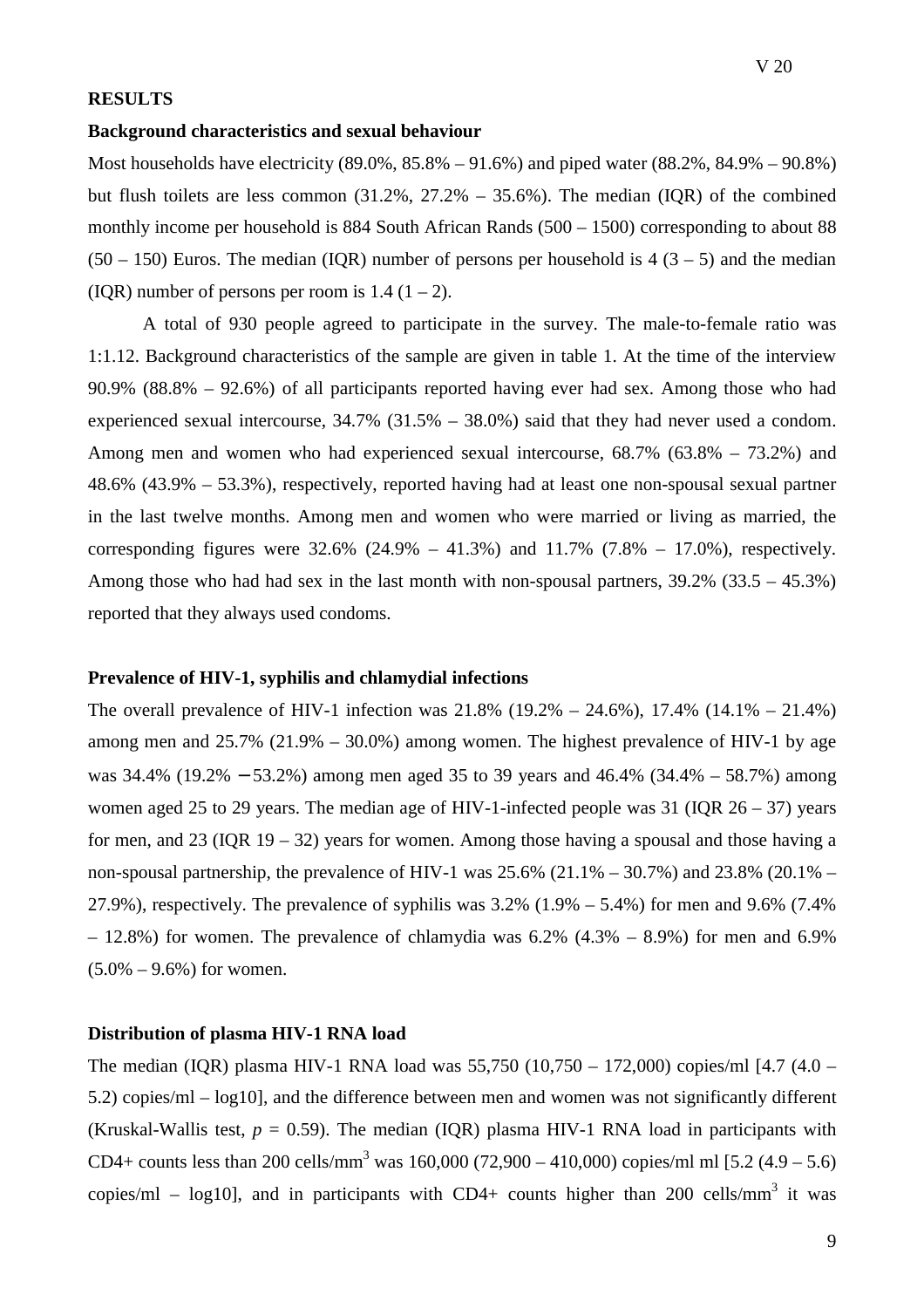## RESULTS

### Background characteristics and sexual behaviour

Most households have electricity (89.0%, 85.8% – 91.6%) and piped water (88.2%, 84.9% – 90.8%) but flush toilets are less common (31.2%, 27.2% – 35.6%). The median (IQR) of the combined monthly income per household is 884 South African Rands (500 – 1500) corresponding to about 88 (50 – 150) Euros. The median (IQR) number of persons per household is 4 (3 – 5) and the median (IQR) number of persons per room is 1.4 (1 – 2).

A total of 930 people agreed to participate in the survey. The male-to-female ratio was 1:1.12. Background characteristics of the sample are given in table 1. At the time of the interview 90.9% (88.8% – 92.6%) of all participants reported having ever had sex. Among those who had experienced sexual intercourse, 34.7% (31.5% – 38.0%) said that they had never used a condom. Among men and women who had experienced sexual intercourse, 68.7% (63.8% – 73.2%) and 48.6% (43.9% – 53.3%), respectively, reported having had at least one non-spousal sexual partner in the last twelve months. Among men and women who were married or living as married, the corresponding figures were 32.6% (24.9% – 41.3%) and 11.7% (7.8% – 17.0%), respectively. Among those who had had sex in the last month with non-spousal partners, 39.2% (33.5 – 45.3%) reported that they always used condoms.

### Prevalence of HIV-1, syphilis and chlamydial infections

The overall prevalence of HIV-1 infection was 21.8% (19.2% – 24.6%), 17.4% (14.1% – 21.4%) among men and 25.7% (21.9% – 30.0%) among women. The highest prevalence of HIV-1 by age was 34.4% (19.2% – 53.2%) among men aged 35 to 39 years and 46.4% (34.4% – 58.7%) among women aged 25 to 29 years. The median age of HIV-1-infected people was 31 (IQR 26 – 37) years for men, and 23 (IQR 19 – 32) years for women. Among those having a spousal and those having a non-spousal partnership, the prevalence of HIV-1 was 25.6% (21.1% – 30.7%) and 23.8% (20.1% – 27.9%), respectively. The prevalence of syphilis was 3.2% (1.9% – 5.4%) for men and 9.6% (7.4% – 12.8%) for women. The prevalence of chlamydia was 6.2% (4.3% – 8.9%) for men and 6.9% (5.0% – 9.6%) for women.

### Distribution of plasma HIV-1 RNA load

The median (IQR) plasma HIV-1 RNA load was 55,750 (10,750 – 172,000) copies/ml [4.7 (4.0 – 5.2) copies/ml – log10], and the difference between men and women was not significantly different (Kruskal-Wallis test, $p = 0.59$). The median (IQR) plasma HIV-1 RNA load in participants with CD4+ counts less than 200 cells/$mm^3$ was 160,000 (72,900 – 410,000) copies/ml ml [5.2 (4.9 – 5.6) copies/ml – log10], and in participants with CD4+ counts higher than 200 cells/$mm^3$ it was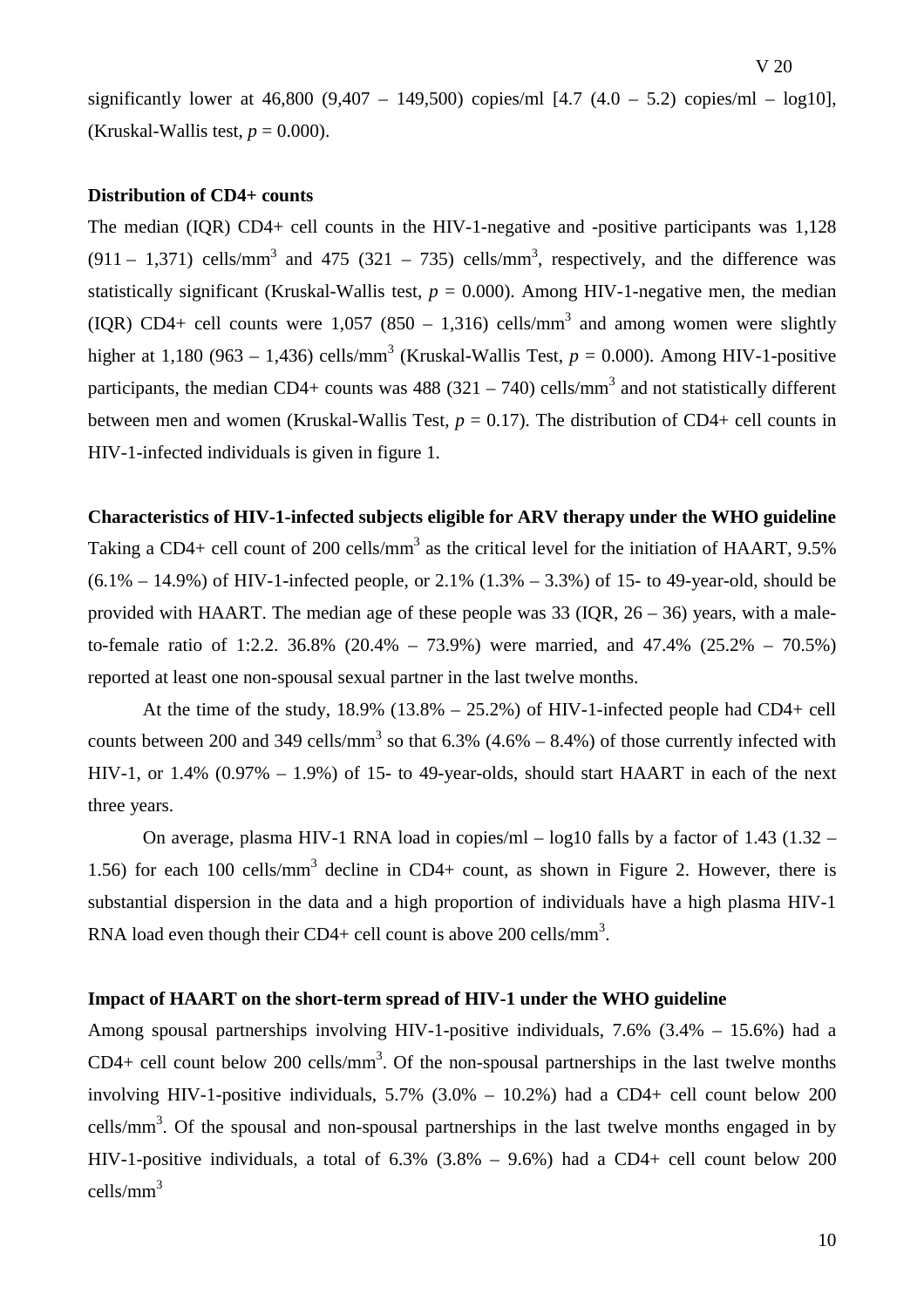significantly lower at 46,800 (9,407 – 149,500) copies/ml [4.7 (4.0 – 5.2) copies/ml – log10], (Kruskal-Wallis test, $p = 0.000$).

**Distribution of CD4+ counts**

The median (IQR) CD4+ cell counts in the HIV-1-negative and -positive participants was 1,128 (911 – 1,371) cells/mm$^3$ and 475 (321 – 735) cells/mm$^3$, respectively, and the difference was statistically significant (Kruskal-Wallis test, $p = 0.000$). Among HIV-1-negative men, the median (IQR) CD4+ cell counts were 1,057 (850 – 1,316) cells/mm$^3$ and among women were slightly higher at 1,180 (963 – 1,436) cells/mm$^3$ (Kruskal-Wallis Test, $p = 0.000$). Among HIV-1-positive participants, the median CD4+ counts was 488 (321 – 740) cells/mm$^3$ and not statistically different between men and women (Kruskal-Wallis Test, $p = 0.17$). The distribution of CD4+ cell counts in HIV-1-infected individuals is given in figure 1.

**Characteristics of HIV-1-infected subjects eligible for ARV therapy under the WHO guideline**

Taking a CD4+ cell count of 200 cells/mm$^3$ as the critical level for the initiation of HAART, 9.5% (6.1% – 14.9%) of HIV-1-infected people, or 2.1% (1.3% – 3.3%) of 15- to 49-year-old, should be provided with HAART. The median age of these people was 33 (IQR, 26 – 36) years, with a male-to-female ratio of 1:2.2. 36.8% (20.4% – 73.9%) were married, and 47.4% (25.2% – 70.5%) reported at least one non-spousal sexual partner in the last twelve months.

At the time of the study, 18.9% (13.8% – 25.2%) of HIV-1-infected people had CD4+ cell counts between 200 and 349 cells/mm$^3$ so that 6.3% (4.6% – 8.4%) of those currently infected with HIV-1, or 1.4% (0.97% – 1.9%) of 15- to 49-year-olds, should start HAART in each of the next three years.

On average, plasma HIV-1 RNA load in copies/ml – log10 falls by a factor of 1.43 (1.32 – 1.56) for each 100 cells/mm$^3$ decline in CD4+ count, as shown in Figure 2. However, there is substantial dispersion in the data and a high proportion of individuals have a high plasma HIV-1 RNA load even though their CD4+ cell count is above 200 cells/mm$^3$.

**Impact of HAART on the short-term spread of HIV-1 under the WHO guideline**

Among spousal partnerships involving HIV-1-positive individuals, 7.6% (3.4% – 15.6%) had a CD4+ cell count below 200 cells/mm$^3$. Of the non-spousal partnerships in the last twelve months involving HIV-1-positive individuals, 5.7% (3.0% – 10.2%) had a CD4+ cell count below 200 cells/mm$^3$. Of the spousal and non-spousal partnerships in the last twelve months engaged in by HIV-1-positive individuals, a total of 6.3% (3.8% – 9.6%) had a CD4+ cell count below 200 cells/mm$^3$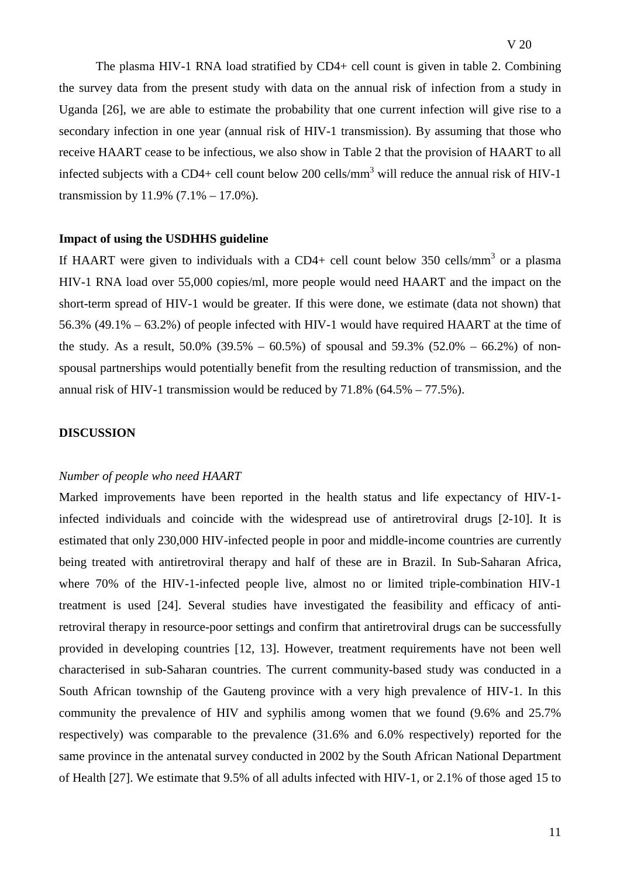The plasma HIV-1 RNA load stratified by CD4+ cell count is given in table 2. Combining the survey data from the present study with data on the annual risk of infection from a study in Uganda [26], we are able to estimate the probability that one current infection will give rise to a secondary infection in one year (annual risk of HIV-1 transmission). By assuming that those who receive HAART cease to be infectious, we also show in Table 2 that the provision of HAART to all infected subjects with a CD4+ cell count below 200 cells/mm$^3$ will reduce the annual risk of HIV-1 transmission by 11.9% (7.1% – 17.0%).

**Impact of using the USDHHS guideline**

If HAART were given to individuals with a CD4+ cell count below 350 cells/mm$^3$ or a plasma HIV-1 RNA load over 55,000 copies/ml, more people would need HAART and the impact on the short-term spread of HIV-1 would be greater. If this were done, we estimate (data not shown) that 56.3% (49.1% – 63.2%) of people infected with HIV-1 would have required HAART at the time of the study. As a result, 50.0% (39.5% – 60.5%) of spousal and 59.3% (52.0% – 66.2%) of non-spousal partnerships would potentially benefit from the resulting reduction of transmission, and the annual risk of HIV-1 transmission would be reduced by 71.8% (64.5% – 77.5%).

## DISCUSSION

*Number of people who need HAART*

Marked improvements have been reported in the health status and life expectancy of HIV-1-infected individuals and coincide with the widespread use of antiretroviral drugs [2-10]. It is estimated that only 230,000 HIV-infected people in poor and middle-income countries are currently being treated with antiretroviral therapy and half of these are in Brazil. In Sub-Saharan Africa, where 70% of the HIV-1-infected people live, almost no or limited triple-combination HIV-1 treatment is used [24]. Several studies have investigated the feasibility and efficacy of anti-retroviral therapy in resource-poor settings and confirm that antiretroviral drugs can be successfully provided in developing countries [12, 13]. However, treatment requirements have not been well characterised in sub-Saharan countries. The current community-based study was conducted in a South African township of the Gauteng province with a very high prevalence of HIV-1. In this community the prevalence of HIV and syphilis among women that we found (9.6% and 25.7% respectively) was comparable to the prevalence (31.6% and 6.0% respectively) reported for the same province in the antenatal survey conducted in 2002 by the South African National Department of Health [27]. We estimate that 9.5% of all adults infected with HIV-1, or 2.1% of those aged 15 to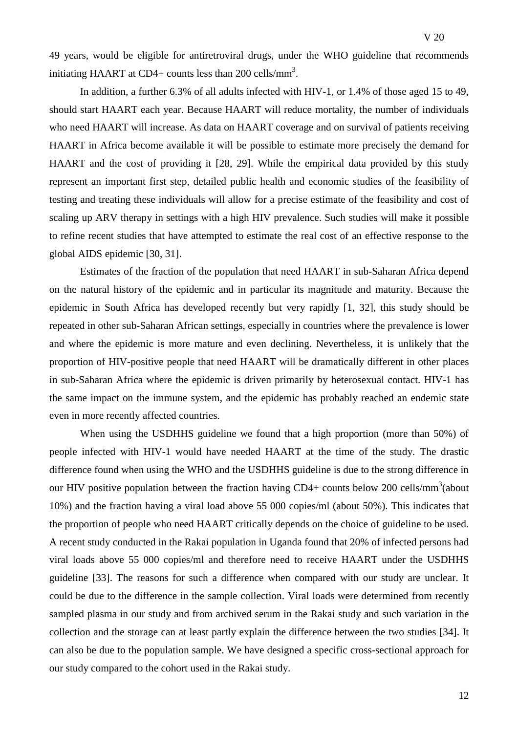49 years, would be eligible for antiretroviral drugs, under the WHO guideline that recommends initiating HAART at CD4+ counts less than 200 cells/mm$^3$.

In addition, a further 6.3% of all adults infected with HIV-1, or 1.4% of those aged 15 to 49, should start HAART each year. Because HAART will reduce mortality, the number of individuals who need HAART will increase. As data on HAART coverage and on survival of patients receiving HAART in Africa become available it will be possible to estimate more precisely the demand for HAART and the cost of providing it [28, 29]. While the empirical data provided by this study represent an important first step, detailed public health and economic studies of the feasibility of testing and treating these individuals will allow for a precise estimate of the feasibility and cost of scaling up ARV therapy in settings with a high HIV prevalence. Such studies will make it possible to refine recent studies that have attempted to estimate the real cost of an effective response to the global AIDS epidemic [30, 31].

Estimates of the fraction of the population that need HAART in sub-Saharan Africa depend on the natural history of the epidemic and in particular its magnitude and maturity. Because the epidemic in South Africa has developed recently but very rapidly [1, 32], this study should be repeated in other sub-Saharan African settings, especially in countries where the prevalence is lower and where the epidemic is more mature and even declining. Nevertheless, it is unlikely that the proportion of HIV-positive people that need HAART will be dramatically different in other places in sub-Saharan Africa where the epidemic is driven primarily by heterosexual contact. HIV-1 has the same impact on the immune system, and the epidemic has probably reached an endemic state even in more recently affected countries.

When using the USDHHS guideline we found that a high proportion (more than 50%) of people infected with HIV-1 would have needed HAART at the time of the study. The drastic difference found when using the WHO and the USDHHS guideline is due to the strong difference in our HIV positive population between the fraction having CD4+ counts below 200 cells/mm$^3$(about 10%) and the fraction having a viral load above 55 000 copies/ml (about 50%). This indicates that the proportion of people who need HAART critically depends on the choice of guideline to be used. A recent study conducted in the Rakai population in Uganda found that 20% of infected persons had viral loads above 55 000 copies/ml and therefore need to receive HAART under the USDHHS guideline [33]. The reasons for such a difference when compared with our study are unclear. It could be due to the difference in the sample collection. Viral loads were determined from recently sampled plasma in our study and from archived serum in the Rakai study and such variation in the collection and the storage can at least partly explain the difference between the two studies [34]. It can also be due to the population sample. We have designed a specific cross-sectional approach for our study compared to the cohort used in the Rakai study.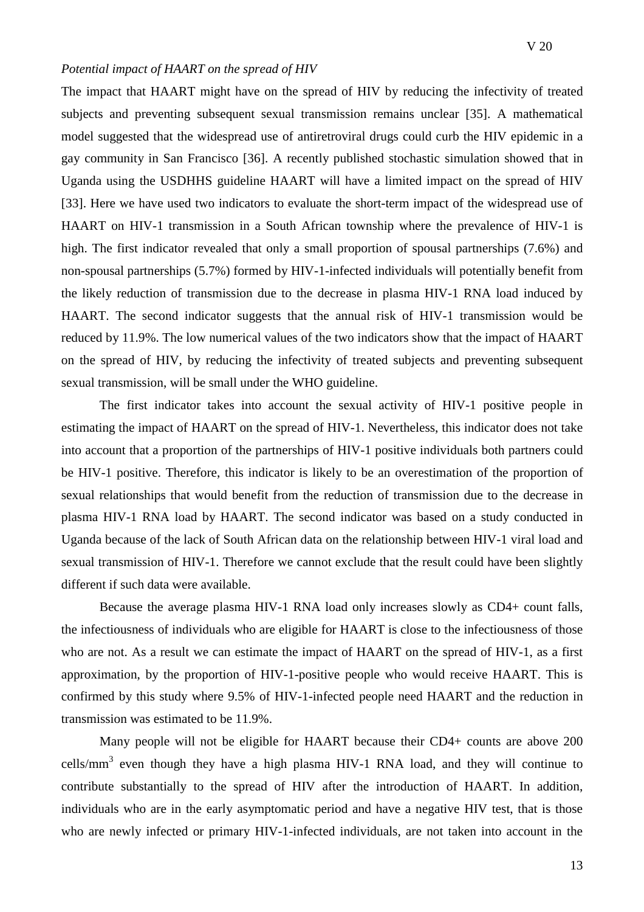*Potential impact of HAART on the spread of HIV*

The impact that HAART might have on the spread of HIV by reducing the infectivity of treated subjects and preventing subsequent sexual transmission remains unclear [35]. A mathematical model suggested that the widespread use of antiretroviral drugs could curb the HIV epidemic in a gay community in San Francisco [36]. A recently published stochastic simulation showed that in Uganda using the USDHHS guideline HAART will have a limited impact on the spread of HIV [33]. Here we have used two indicators to evaluate the short-term impact of the widespread use of HAART on HIV-1 transmission in a South African township where the prevalence of HIV-1 is high. The first indicator revealed that only a small proportion of spousal partnerships (7.6%) and non-spousal partnerships (5.7%) formed by HIV-1-infected individuals will potentially benefit from the likely reduction of transmission due to the decrease in plasma HIV-1 RNA load induced by HAART. The second indicator suggests that the annual risk of HIV-1 transmission would be reduced by 11.9%. The low numerical values of the two indicators show that the impact of HAART on the spread of HIV, by reducing the infectivity of treated subjects and preventing subsequent sexual transmission, will be small under the WHO guideline.

The first indicator takes into account the sexual activity of HIV-1 positive people in estimating the impact of HAART on the spread of HIV-1. Nevertheless, this indicator does not take into account that a proportion of the partnerships of HIV-1 positive individuals both partners could be HIV-1 positive. Therefore, this indicator is likely to be an overestimation of the proportion of sexual relationships that would benefit from the reduction of transmission due to the decrease in plasma HIV-1 RNA load by HAART. The second indicator was based on a study conducted in Uganda because of the lack of South African data on the relationship between HIV-1 viral load and sexual transmission of HIV-1. Therefore we cannot exclude that the result could have been slightly different if such data were available.

Because the average plasma HIV-1 RNA load only increases slowly as CD4+ count falls, the infectiousness of individuals who are eligible for HAART is close to the infectiousness of those who are not. As a result we can estimate the impact of HAART on the spread of HIV-1, as a first approximation, by the proportion of HIV-1-positive people who would receive HAART. This is confirmed by this study where 9.5% of HIV-1-infected people need HAART and the reduction in transmission was estimated to be 11.9%.

Many people will not be eligible for HAART because their CD4+ counts are above 200 cells/mm$^3$ even though they have a high plasma HIV-1 RNA load, and they will continue to contribute substantially to the spread of HIV after the introduction of HAART. In addition, individuals who are in the early asymptomatic period and have a negative HIV test, that is those who are newly infected or primary HIV-1-infected individuals, are not taken into account in the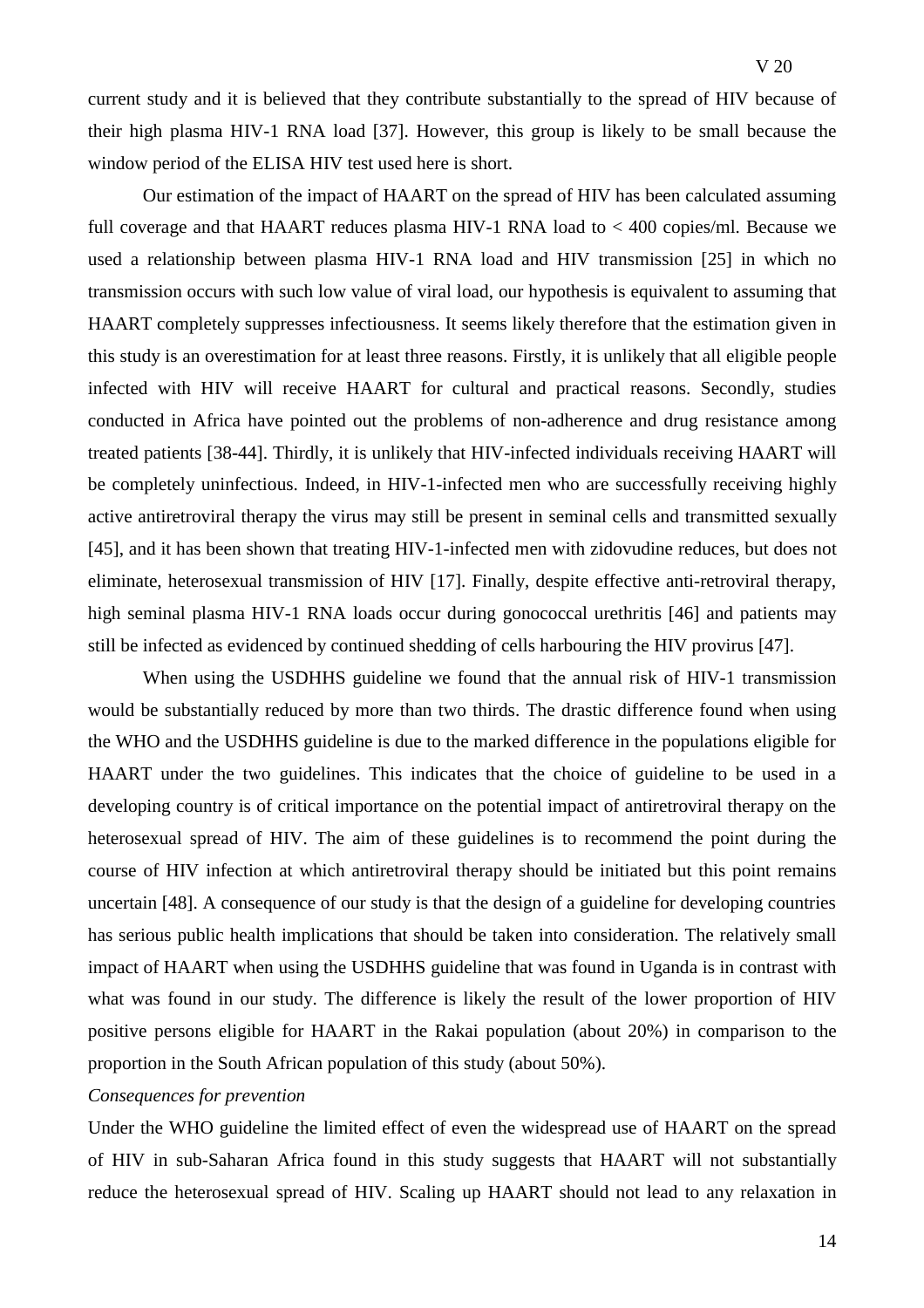current study and it is believed that they contribute substantially to the spread of HIV because of their high plasma HIV-1 RNA load [37]. However, this group is likely to be small because the window period of the ELISA HIV test used here is short.

Our estimation of the impact of HAART on the spread of HIV has been calculated assuming full coverage and that HAART reduces plasma HIV-1 RNA load to < 400 copies/ml. Because we used a relationship between plasma HIV-1 RNA load and HIV transmission [25] in which no transmission occurs with such low value of viral load, our hypothesis is equivalent to assuming that HAART completely suppresses infectiousness. It seems likely therefore that the estimation given in this study is an overestimation for at least three reasons. Firstly, it is unlikely that all eligible people infected with HIV will receive HAART for cultural and practical reasons. Secondly, studies conducted in Africa have pointed out the problems of non-adherence and drug resistance among treated patients [38-44]. Thirdly, it is unlikely that HIV-infected individuals receiving HAART will be completely uninfectious. Indeed, in HIV-1-infected men who are successfully receiving highly active antiretroviral therapy the virus may still be present in seminal cells and transmitted sexually [45], and it has been shown that treating HIV-1-infected men with zidovudine reduces, but does not eliminate, heterosexual transmission of HIV [17]. Finally, despite effective anti-retroviral therapy, high seminal plasma HIV-1 RNA loads occur during gonococcal urethritis [46] and patients may still be infected as evidenced by continued shedding of cells harbouring the HIV provirus [47].

When using the USDHHS guideline we found that the annual risk of HIV-1 transmission would be substantially reduced by more than two thirds. The drastic difference found when using the WHO and the USDHHS guideline is due to the marked difference in the populations eligible for HAART under the two guidelines. This indicates that the choice of guideline to be used in a developing country is of critical importance on the potential impact of antiretroviral therapy on the heterosexual spread of HIV. The aim of these guidelines is to recommend the point during the course of HIV infection at which antiretroviral therapy should be initiated but this point remains uncertain [48]. A consequence of our study is that the design of a guideline for developing countries has serious public health implications that should be taken into consideration. The relatively small impact of HAART when using the USDHHS guideline that was found in Uganda is in contrast with what was found in our study. The difference is likely the result of the lower proportion of HIV positive persons eligible for HAART in the Rakai population (about 20%) in comparison to the proportion in the South African population of this study (about 50%).

*Consequences for prevention*

Under the WHO guideline the limited effect of even the widespread use of HAART on the spread of HIV in sub-Saharan Africa found in this study suggests that HAART will not substantially reduce the heterosexual spread of HIV. Scaling up HAART should not lead to any relaxation in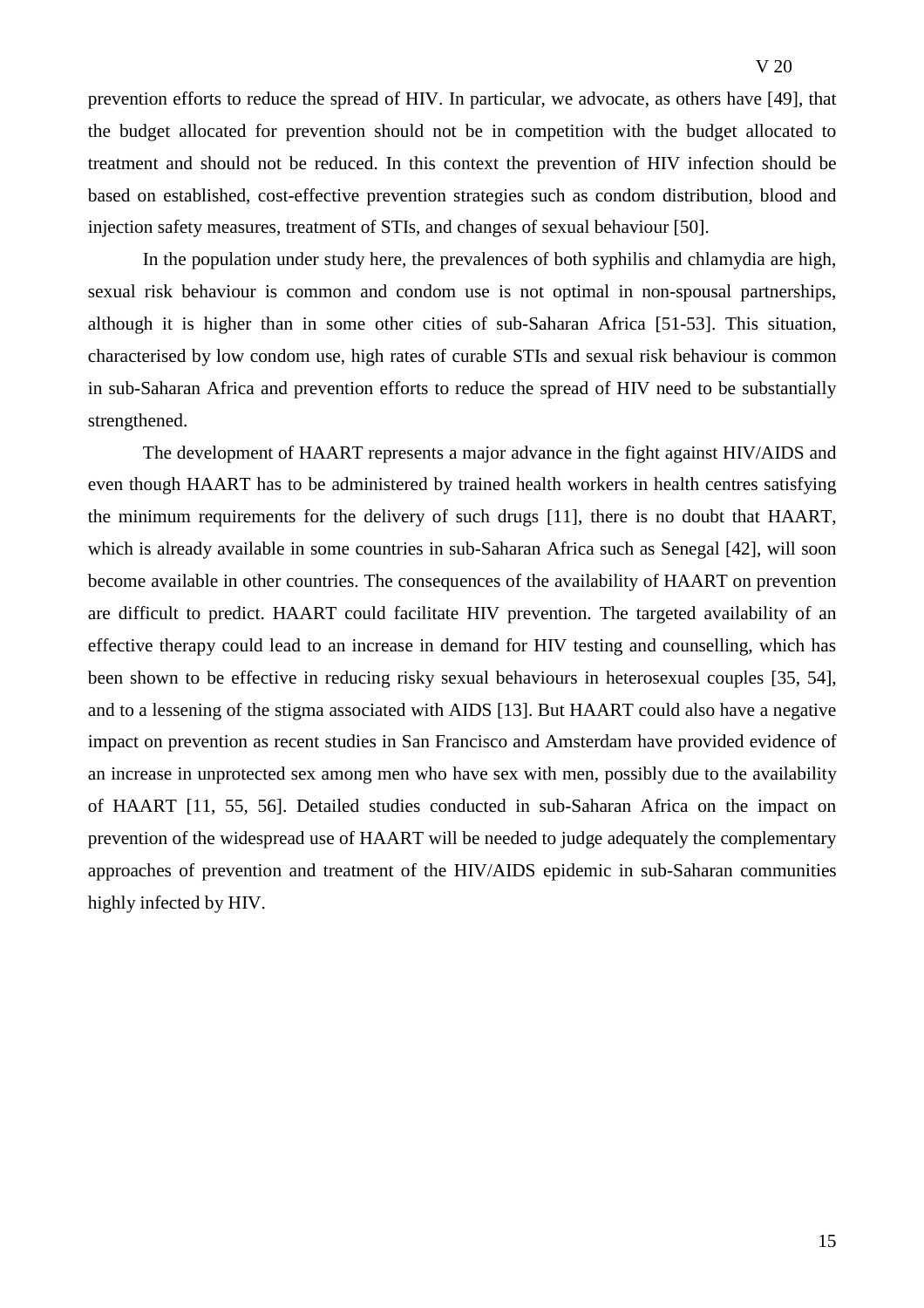prevention efforts to reduce the spread of HIV. In particular, we advocate, as others have [49], that the budget allocated for prevention should not be in competition with the budget allocated to treatment and should not be reduced. In this context the prevention of HIV infection should be based on established, cost-effective prevention strategies such as condom distribution, blood and injection safety measures, treatment of STIs, and changes of sexual behaviour [50].

In the population under study here, the prevalences of both syphilis and chlamydia are high, sexual risk behaviour is common and condom use is not optimal in non-spousal partnerships, although it is higher than in some other cities of sub-Saharan Africa [51-53]. This situation, characterised by low condom use, high rates of curable STIs and sexual risk behaviour is common in sub-Saharan Africa and prevention efforts to reduce the spread of HIV need to be substantially strengthened.

The development of HAART represents a major advance in the fight against HIV/AIDS and even though HAART has to be administered by trained health workers in health centres satisfying the minimum requirements for the delivery of such drugs [11], there is no doubt that HAART, which is already available in some countries in sub-Saharan Africa such as Senegal [42], will soon become available in other countries. The consequences of the availability of HAART on prevention are difficult to predict. HAART could facilitate HIV prevention. The targeted availability of an effective therapy could lead to an increase in demand for HIV testing and counselling, which has been shown to be effective in reducing risky sexual behaviours in heterosexual couples [35, 54], and to a lessening of the stigma associated with AIDS [13]. But HAART could also have a negative impact on prevention as recent studies in San Francisco and Amsterdam have provided evidence of an increase in unprotected sex among men who have sex with men, possibly due to the availability of HAART [11, 55, 56]. Detailed studies conducted in sub-Saharan Africa on the impact on prevention of the widespread use of HAART will be needed to judge adequately the complementary approaches of prevention and treatment of the HIV/AIDS epidemic in sub-Saharan communities highly infected by HIV.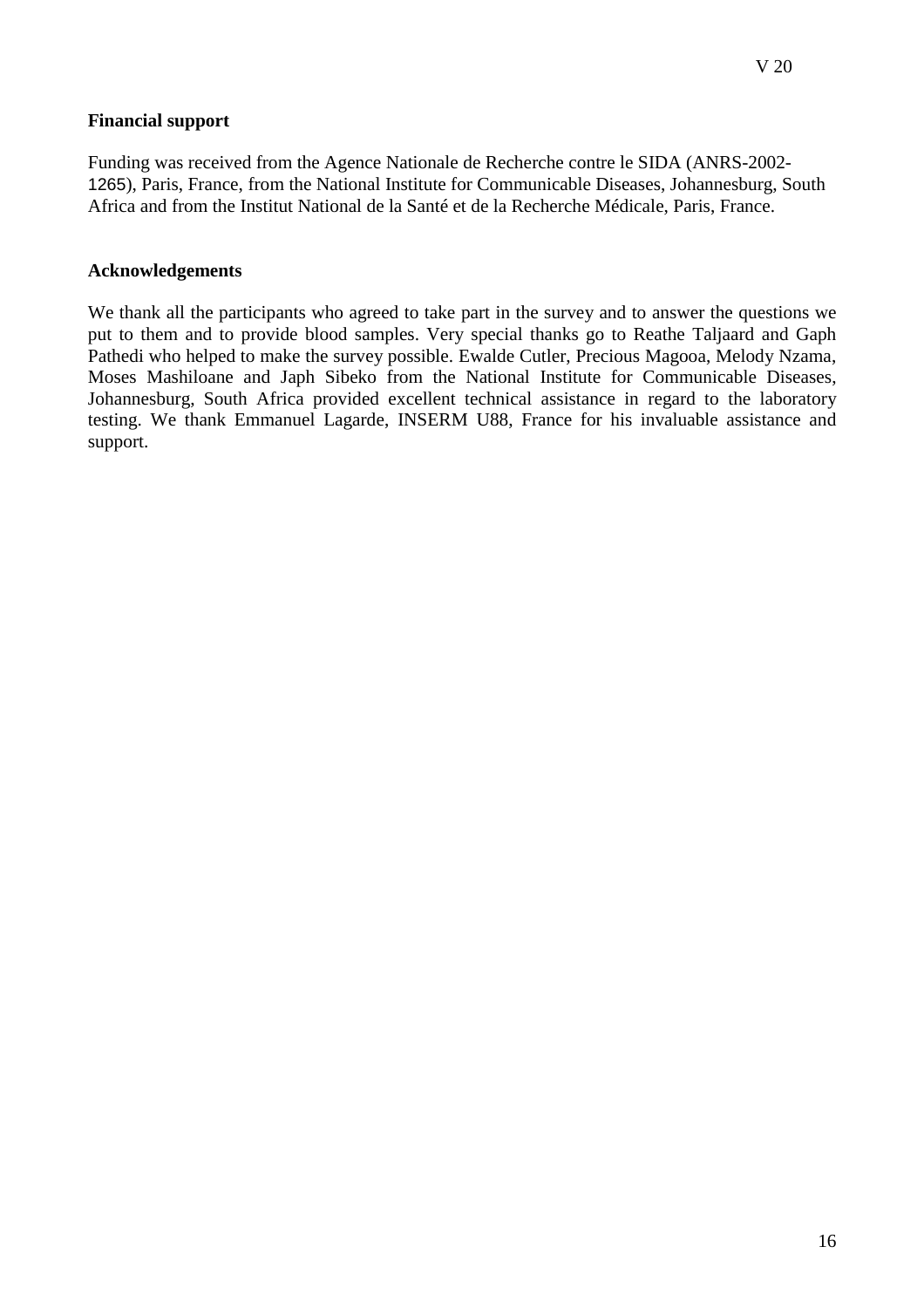**Financial support**

Funding was received from the Agence Nationale de Recherche contre le SIDA (ANRS-2002-1265), Paris, France, from the National Institute for Communicable Diseases, Johannesburg, South Africa and from the Institut National de la Santé et de la Recherche Médicale, Paris, France.

**Acknowledgements**

We thank all the participants who agreed to take part in the survey and to answer the questions we put to them and to provide blood samples. Very special thanks go to Reathe Taljaard and Gaph Pathedi who helped to make the survey possible. Ewalde Cutler, Precious Magooa, Melody Nzama, Moses Mashiloane and Japh Sibeko from the National Institute for Communicable Diseases, Johannesburg, South Africa provided excellent technical assistance in regard to the laboratory testing. We thank Emmanuel Lagarde, INSERM U88, France for his invaluable assistance and support.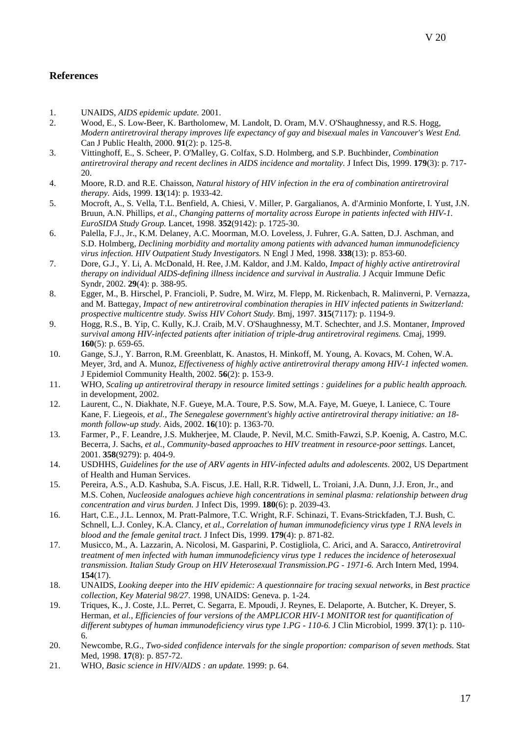## References

1. UNAIDS, *AIDS epidemic update.* 2001.
2. Wood, E., S. Low-Beer, K. Bartholomew, M. Landolt, D. Oram, M.V. O'Shaughnessy, and R.S. Hogg, *Modern antiretroviral therapy improves life expectancy of gay and bisexual males in Vancouver's West End.* Can J Public Health, 2000. **91**(2): p. 125-8.
3. Vittinghoff, E., S. Scheer, P. O'Malley, G. Colfax, S.D. Holmberg, and S.P. Buchbinder, *Combination antiretroviral therapy and recent declines in AIDS incidence and mortality.* J Infect Dis, 1999. **179**(3): p. 717-20.
4. Moore, R.D. and R.E. Chaisson, *Natural history of HIV infection in the era of combination antiretroviral therapy.* Aids, 1999. **13**(14): p. 1933-42.
5. Mocroft, A., S. Vella, T.L. Benfield, A. Chiesi, V. Miller, P. Gargalianos, A. d'Arminio Monforte, I. Yust, J.N. Bruun, A.N. Phillips*, et al.*, *Changing patterns of mortality across Europe in patients infected with HIV-1. EuroSIDA Study Group.* Lancet, 1998. **352**(9142): p. 1725-30.
6. Palella, F.J., Jr., K.M. Delaney, A.C. Moorman, M.O. Loveless, J. Fuhrer, G.A. Satten, D.J. Aschman, and S.D. Holmberg, *Declining morbidity and mortality among patients with advanced human immunodeficiency virus infection. HIV Outpatient Study Investigators.* N Engl J Med, 1998. **338**(13): p. 853-60.
7. Dore, G.J., Y. Li, A. McDonald, H. Ree, J.M. Kaldor, and J.M. Kaldo, *Impact of highly active antiretroviral therapy on individual AIDS-defining illness incidence and survival in Australia.* J Acquir Immune Defic Syndr, 2002. **29**(4): p. 388-95.
8. Egger, M., B. Hirschel, P. Francioli, P. Sudre, M. Wirz, M. Flepp, M. Rickenbach, R. Malinverni, P. Vernazza, and M. Battegay, *Impact of new antiretroviral combination therapies in HIV infected patients in Switzerland: prospective multicentre study. Swiss HIV Cohort Study.* Bmj, 1997. **315**(7117): p. 1194-9.
9. Hogg, R.S., B. Yip, C. Kully, K.J. Craib, M.V. O'Shaughnessy, M.T. Schechter, and J.S. Montaner, *Improved survival among HIV-infected patients after initiation of triple-drug antiretroviral regimens.* Cmaj, 1999. **160**(5): p. 659-65.
10. Gange, S.J., Y. Barron, R.M. Greenblatt, K. Anastos, H. Minkoff, M. Young, A. Kovacs, M. Cohen, W.A. Meyer, 3rd, and A. Munoz, *Effectiveness of highly active antiretroviral therapy among HIV-1 infected women.* J Epidemiol Community Health, 2002. **56**(2): p. 153-9.
11. WHO, *Scaling up antiretroviral therapy in resource limited settings : guidelines for a public health approach.* in development, 2002.
12. Laurent, C., N. Diakhate, N.F. Gueye, M.A. Toure, P.S. Sow, M.A. Faye, M. Gueye, I. Laniece, C. Toure Kane, F. Liegeois*, et al.*, *The Senegalese government's highly active antiretroviral therapy initiative: an 18-month follow-up study.* Aids, 2002. **16**(10): p. 1363-70.
13. Farmer, P., F. Leandre, J.S. Mukherjee, M. Claude, P. Nevil, M.C. Smith-Fawzi, S.P. Koenig, A. Castro, M.C. Becerra, J. Sachs*, et al.*, *Community-based approaches to HIV treatment in resource-poor settings.* Lancet, 2001. **358**(9279): p. 404-9.
14. USDHHS, *Guidelines for the use of ARV agents in HIV-infected adults and adolescents*. 2002, US Department of Health and Human Services.
15. Pereira, A.S., A.D. Kashuba, S.A. Fiscus, J.E. Hall, R.R. Tidwell, L. Troiani, J.A. Dunn, J.J. Eron, Jr., and M.S. Cohen, *Nucleoside analogues achieve high concentrations in seminal plasma: relationship between drug concentration and virus burden.* J Infect Dis, 1999. **180**(6): p. 2039-43.
16. Hart, C.E., J.L. Lennox, M. Pratt-Palmore, T.C. Wright, R.F. Schinazi, T. Evans-Strickfaden, T.J. Bush, C. Schnell, L.J. Conley, K.A. Clancy*, et al.*, *Correlation of human immunodeficiency virus type 1 RNA levels in blood and the female genital tract.* J Infect Dis, 1999. **179**(4): p. 871-82.
17. Musicco, M., A. Lazzarin, A. Nicolosi, M. Gasparini, P. Costigliola, C. Arici, and A. Saracco, *Antiretroviral treatment of men infected with human immunodeficiency virus type 1 reduces the incidence of heterosexual transmission. Italian Study Group on HIV Heterosexual Transmission.PG - 1971-6.* Arch Intern Med, 1994. **154**(17).
18. UNAIDS, *Looking deeper into the HIV epidemic: A questionnaire for tracing sexual networks*, in *Best practice collection, Key Material 98/27*. 1998, UNAIDS: Geneva. p. 1-24.
19. Triques, K., J. Coste, J.L. Perret, C. Segarra, E. Mpoudi, J. Reynes, E. Delaporte, A. Butcher, K. Dreyer, S. Herman*, et al.*, *Efficiencies of four versions of the AMPLICOR HIV-1 MONITOR test for quantification of different subtypes of human immunodeficiency virus type 1.PG - 110-6.* J Clin Microbiol, 1999. **37**(1): p. 110-6.
20. Newcombe, R.G., *Two-sided confidence intervals for the single proportion: comparison of seven methods.* Stat Med, 1998. **17**(8): p. 857-72.
21. WHO, *Basic science in HIV/AIDS : an update.* 1999: p. 64.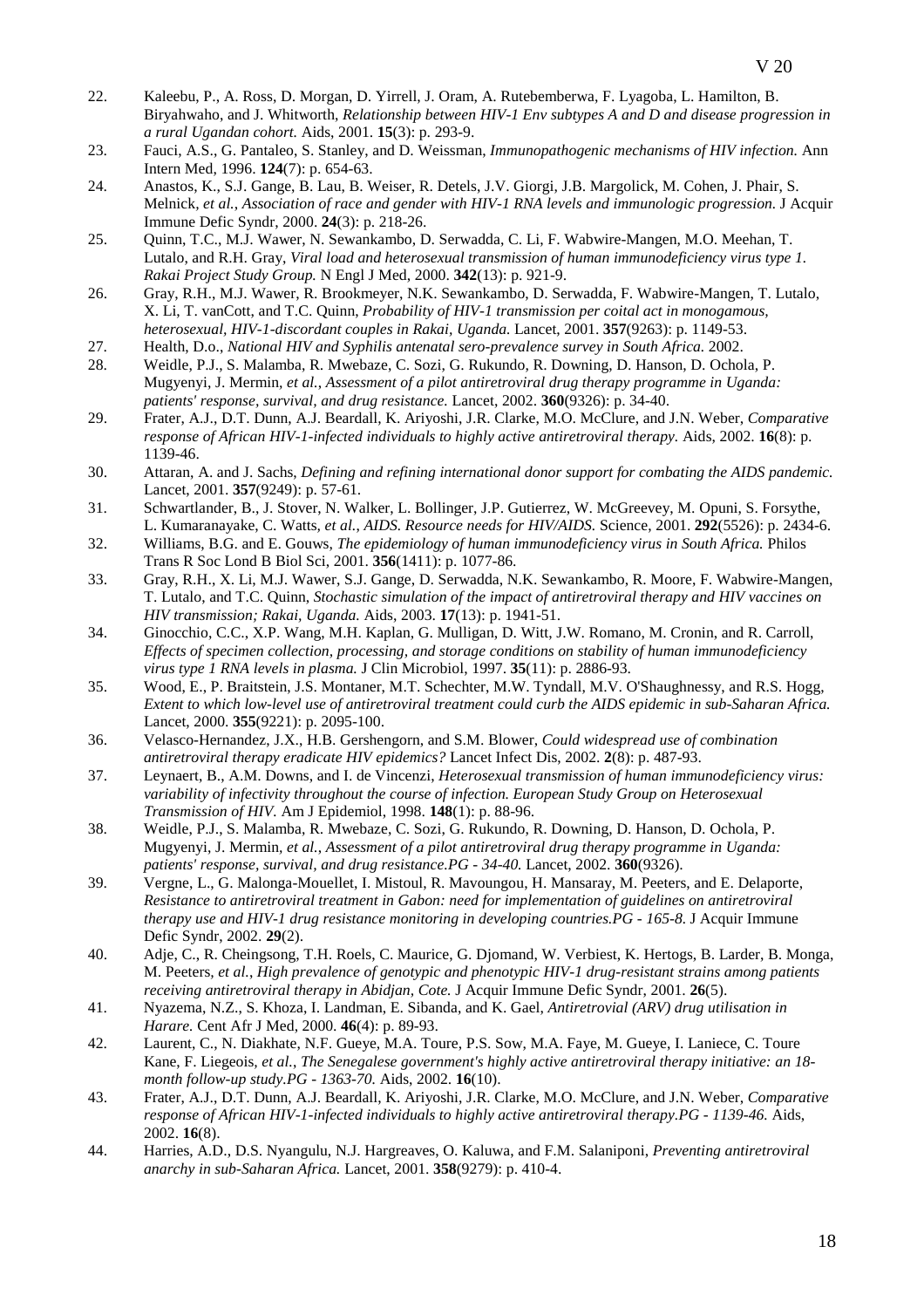22. Kaleebu, P., A. Ross, D. Morgan, D. Yirrell, J. Oram, A. Rutebemberwa, F. Lyagoba, L. Hamilton, B. Biryahwaho, and J. Whitworth, *Relationship between HIV-1 Env subtypes A and D and disease progression in a rural Ugandan cohort.* Aids, 2001. **15**(3): p. 293-9.
23. Fauci, A.S., G. Pantaleo, S. Stanley, and D. Weissman, *Immunopathogenic mechanisms of HIV infection.* Ann Intern Med, 1996. **124**(7): p. 654-63.
24. Anastos, K., S.J. Gange, B. Lau, B. Weiser, R. Detels, J.V. Giorgi, J.B. Margolick, M. Cohen, J. Phair, S. Melnick, *et al.*, *Association of race and gender with HIV-1 RNA levels and immunologic progression.* J Acquir Immune Defic Syndr, 2000. **24**(3): p. 218-26.
25. Quinn, T.C., M.J. Wawer, N. Sewankambo, D. Serwadda, C. Li, F. Wabwire-Mangen, M.O. Meehan, T. Lutalo, and R.H. Gray, *Viral load and heterosexual transmission of human immunodeficiency virus type 1. Rakai Project Study Group.* N Engl J Med, 2000. **342**(13): p. 921-9.
26. Gray, R.H., M.J. Wawer, R. Brookmeyer, N.K. Sewankambo, D. Serwadda, F. Wabwire-Mangen, T. Lutalo, X. Li, T. vanCott, and T.C. Quinn, *Probability of HIV-1 transmission per coital act in monogamous, heterosexual, HIV-1-discordant couples in Rakai, Uganda.* Lancet, 2001. **357**(9263): p. 1149-53.
27. Health, D.o., *National HIV and Syphilis antenatal sero-prevalence survey in South Africa.* 2002.
28. Weidle, P.J., S. Malamba, R. Mwebaze, C. Sozi, G. Rukundo, R. Downing, D. Hanson, D. Ochola, P. Mugyenyi, J. Mermin, *et al.*, *Assessment of a pilot antiretroviral drug therapy programme in Uganda: patients' response, survival, and drug resistance.* Lancet, 2002. **360**(9326): p. 34-40.
29. Frater, A.J., D.T. Dunn, A.J. Beardall, K. Ariyoshi, J.R. Clarke, M.O. McClure, and J.N. Weber, *Comparative response of African HIV-1-infected individuals to highly active antiretroviral therapy.* Aids, 2002. **16**(8): p. 1139-46.
30. Attaran, A. and J. Sachs, *Defining and refining international donor support for combating the AIDS pandemic.* Lancet, 2001. **357**(9249): p. 57-61.
31. Schwartlander, B., J. Stover, N. Walker, L. Bollinger, J.P. Gutierrez, W. McGreevey, M. Opuni, S. Forsythe, L. Kumaranayake, C. Watts, *et al.*, *AIDS. Resource needs for HIV/AIDS.* Science, 2001. **292**(5526): p. 2434-6.
32. Williams, B.G. and E. Gouws, *The epidemiology of human immunodeficiency virus in South Africa.* Philos Trans R Soc Lond B Biol Sci, 2001. **356**(1411): p. 1077-86.
33. Gray, R.H., X. Li, M.J. Wawer, S.J. Gange, D. Serwadda, N.K. Sewankambo, R. Moore, F. Wabwire-Mangen, T. Lutalo, and T.C. Quinn, *Stochastic simulation of the impact of antiretroviral therapy and HIV vaccines on HIV transmission; Rakai, Uganda.* Aids, 2003. **17**(13): p. 1941-51.
34. Ginocchio, C.C., X.P. Wang, M.H. Kaplan, G. Mulligan, D. Witt, J.W. Romano, M. Cronin, and R. Carroll, *Effects of specimen collection, processing, and storage conditions on stability of human immunodeficiency virus type 1 RNA levels in plasma.* J Clin Microbiol, 1997. **35**(11): p. 2886-93.
35. Wood, E., P. Braitstein, J.S. Montaner, M.T. Schechter, M.W. Tyndall, M.V. O'Shaughnessy, and R.S. Hogg, *Extent to which low-level use of antiretroviral treatment could curb the AIDS epidemic in sub-Saharan Africa.* Lancet, 2000. **355**(9221): p. 2095-100.
36. Velasco-Hernandez, J.X., H.B. Gershengorn, and S.M. Blower, *Could widespread use of combination antiretroviral therapy eradicate HIV epidemics?* Lancet Infect Dis, 2002. **2**(8): p. 487-93.
37. Leynaert, B., A.M. Downs, and I. de Vincenzi, *Heterosexual transmission of human immunodeficiency virus: variability of infectivity throughout the course of infection. European Study Group on Heterosexual Transmission of HIV.* Am J Epidemiol, 1998. **148**(1): p. 88-96.
38. Weidle, P.J., S. Malamba, R. Mwebaze, C. Sozi, G. Rukundo, R. Downing, D. Hanson, D. Ochola, P. Mugyenyi, J. Mermin, *et al.*, *Assessment of a pilot antiretroviral drug therapy programme in Uganda: patients' response, survival, and drug resistance.PG - 34-40.* Lancet, 2002. **360**(9326).
39. Vergne, L., G. Malonga-Mouellet, I. Mistoul, R. Mavoungou, H. Mansaray, M. Peeters, and E. Delaporte, *Resistance to antiretroviral treatment in Gabon: need for implementation of guidelines on antiretroviral therapy use and HIV-1 drug resistance monitoring in developing countries.PG - 165-8.* J Acquir Immune Defic Syndr, 2002. **29**(2).
40. Adje, C., R. Cheingsong, T.H. Roels, C. Maurice, G. Djomand, W. Verbiest, K. Hertogs, B. Larder, B. Monga, M. Peeters, *et al.*, *High prevalence of genotypic and phenotypic HIV-1 drug-resistant strains among patients receiving antiretroviral therapy in Abidjan, Cote.* J Acquir Immune Defic Syndr, 2001. **26**(5).
41. Nyazema, N.Z., S. Khoza, I. Landman, E. Sibanda, and K. Gael, *Antiretrovial (ARV) drug utilisation in Harare.* Cent Afr J Med, 2000. **46**(4): p. 89-93.
42. Laurent, C., N. Diakhate, N.F. Gueye, M.A. Toure, P.S. Sow, M.A. Faye, M. Gueye, I. Laniece, C. Toure Kane, F. Liegeois, *et al.*, *The Senegalese government's highly active antiretroviral therapy initiative: an 18-month follow-up study.PG - 1363-70.* Aids, 2002. **16**(10).
43. Frater, A.J., D.T. Dunn, A.J. Beardall, K. Ariyoshi, J.R. Clarke, M.O. McClure, and J.N. Weber, *Comparative response of African HIV-1-infected individuals to highly active antiretroviral therapy.PG - 1139-46.* Aids, 2002. **16**(8).
44. Harries, A.D., D.S. Nyangulu, N.J. Hargreaves, O. Kaluwa, and F.M. Salaniponi, *Preventing antiretroviral anarchy in sub-Saharan Africa.* Lancet, 2001. **358**(9279): p. 410-4.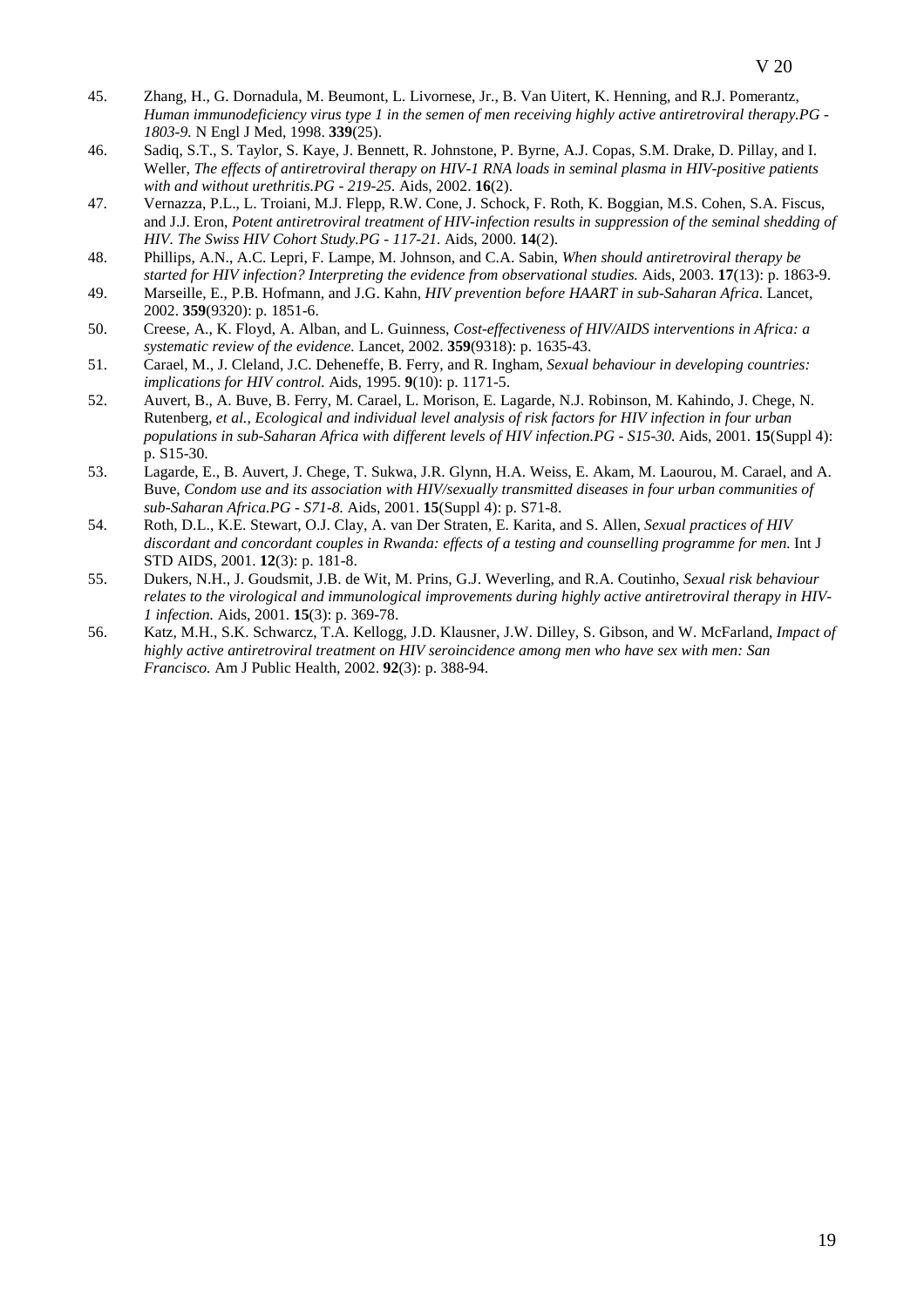45. Zhang, H., G. Dornadula, M. Beumont, L. Livornese, Jr., B. Van Uitert, K. Henning, and R.J. Pomerantz, *Human immunodeficiency virus type 1 in the semen of men receiving highly active antiretroviral therapy.PG - 1803-9.* N Engl J Med, 1998. **339**(25).
46. Sadiq, S.T., S. Taylor, S. Kaye, J. Bennett, R. Johnstone, P. Byrne, A.J. Copas, S.M. Drake, D. Pillay, and I. Weller, *The effects of antiretroviral therapy on HIV-1 RNA loads in seminal plasma in HIV-positive patients with and without urethritis.PG - 219-25.* Aids, 2002. **16**(2).
47. Vernazza, P.L., L. Troiani, M.J. Flepp, R.W. Cone, J. Schock, F. Roth, K. Boggian, M.S. Cohen, S.A. Fiscus, and J.J. Eron, *Potent antiretroviral treatment of HIV-infection results in suppression of the seminal shedding of HIV. The Swiss HIV Cohort Study.PG - 117-21.* Aids, 2000. **14**(2).
48. Phillips, A.N., A.C. Lepri, F. Lampe, M. Johnson, and C.A. Sabin, *When should antiretroviral therapy be started for HIV infection? Interpreting the evidence from observational studies.* Aids, 2003. **17**(13): p. 1863-9.
49. Marseille, E., P.B. Hofmann, and J.G. Kahn, *HIV prevention before HAART in sub-Saharan Africa.* Lancet, 2002. **359**(9320): p. 1851-6.
50. Creese, A., K. Floyd, A. Alban, and L. Guinness, *Cost-effectiveness of HIV/AIDS interventions in Africa: a systematic review of the evidence.* Lancet, 2002. **359**(9318): p. 1635-43.
51. Carael, M., J. Cleland, J.C. Deheneffe, B. Ferry, and R. Ingham, *Sexual behaviour in developing countries: implications for HIV control.* Aids, 1995. **9**(10): p. 1171-5.
52. Auvert, B., A. Buve, B. Ferry, M. Carael, L. Morison, E. Lagarde, N.J. Robinson, M. Kahindo, J. Chege, N. Rutenberg, *et al.*, *Ecological and individual level analysis of risk factors for HIV infection in four urban populations in sub-Saharan Africa with different levels of HIV infection.PG - S15-30.* Aids, 2001. **15**(Suppl 4): p. S15-30.
53. Lagarde, E., B. Auvert, J. Chege, T. Sukwa, J.R. Glynn, H.A. Weiss, E. Akam, M. Laourou, M. Carael, and A. Buve, *Condom use and its association with HIV/sexually transmitted diseases in four urban communities of sub-Saharan Africa.PG - S71-8.* Aids, 2001. **15**(Suppl 4): p. S71-8.
54. Roth, D.L., K.E. Stewart, O.J. Clay, A. van Der Straten, E. Karita, and S. Allen, *Sexual practices of HIV discordant and concordant couples in Rwanda: effects of a testing and counselling programme for men.* Int J STD AIDS, 2001. **12**(3): p. 181-8.
55. Dukers, N.H., J. Goudsmit, J.B. de Wit, M. Prins, G.J. Weverling, and R.A. Coutinho, *Sexual risk behaviour relates to the virological and immunological improvements during highly active antiretroviral therapy in HIV-1 infection.* Aids, 2001. **15**(3): p. 369-78.
56. Katz, M.H., S.K. Schwarcz, T.A. Kellogg, J.D. Klausner, J.W. Dilley, S. Gibson, and W. McFarland, *Impact of highly active antiretroviral treatment on HIV seroincidence among men who have sex with men: San Francisco.* Am J Public Health, 2002. **92**(3): p. 388-94.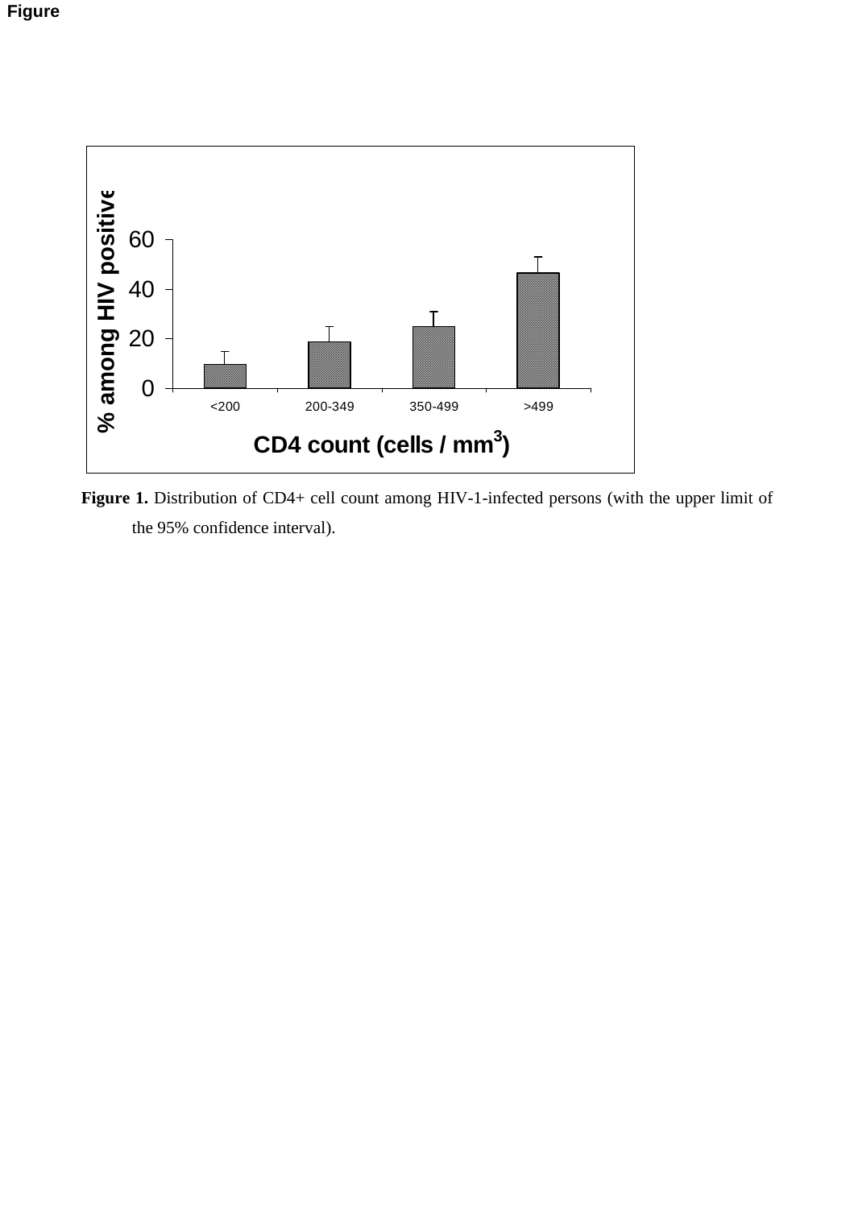Figure

Figure 1. Distribution of CD4+ cell count among HIV-1-infected persons (with the upper limit of the 95% confidence interval).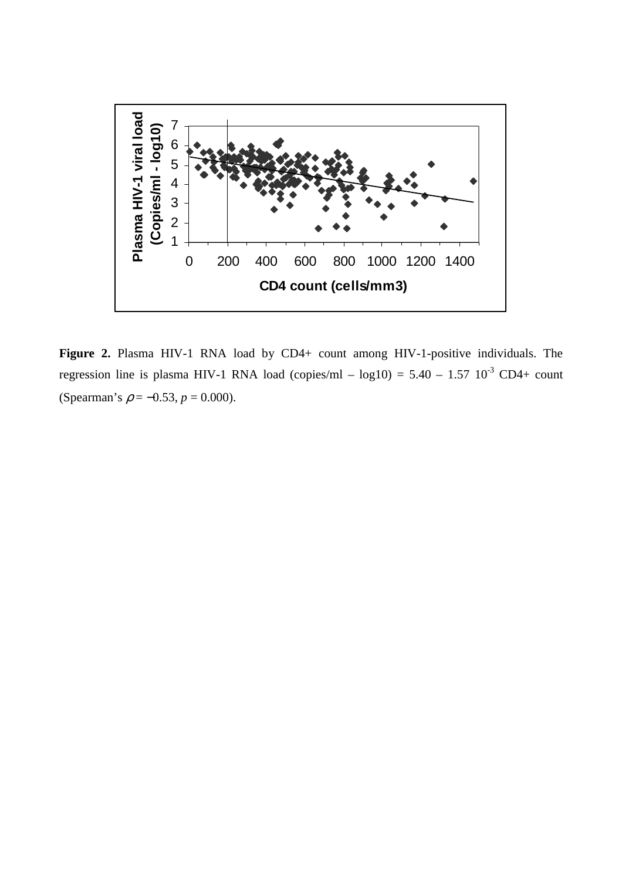**Figure 2.** Plasma HIV-1 RNA load by CD4+ count among HIV-1-positive individuals. The regression line is plasma HIV-1 RNA load (copies/ml – log10) = 5.40 – 1.57 $10^{-3}$ CD4+ count (Spearman's $\rho = -0.53$, $p = 0.000$).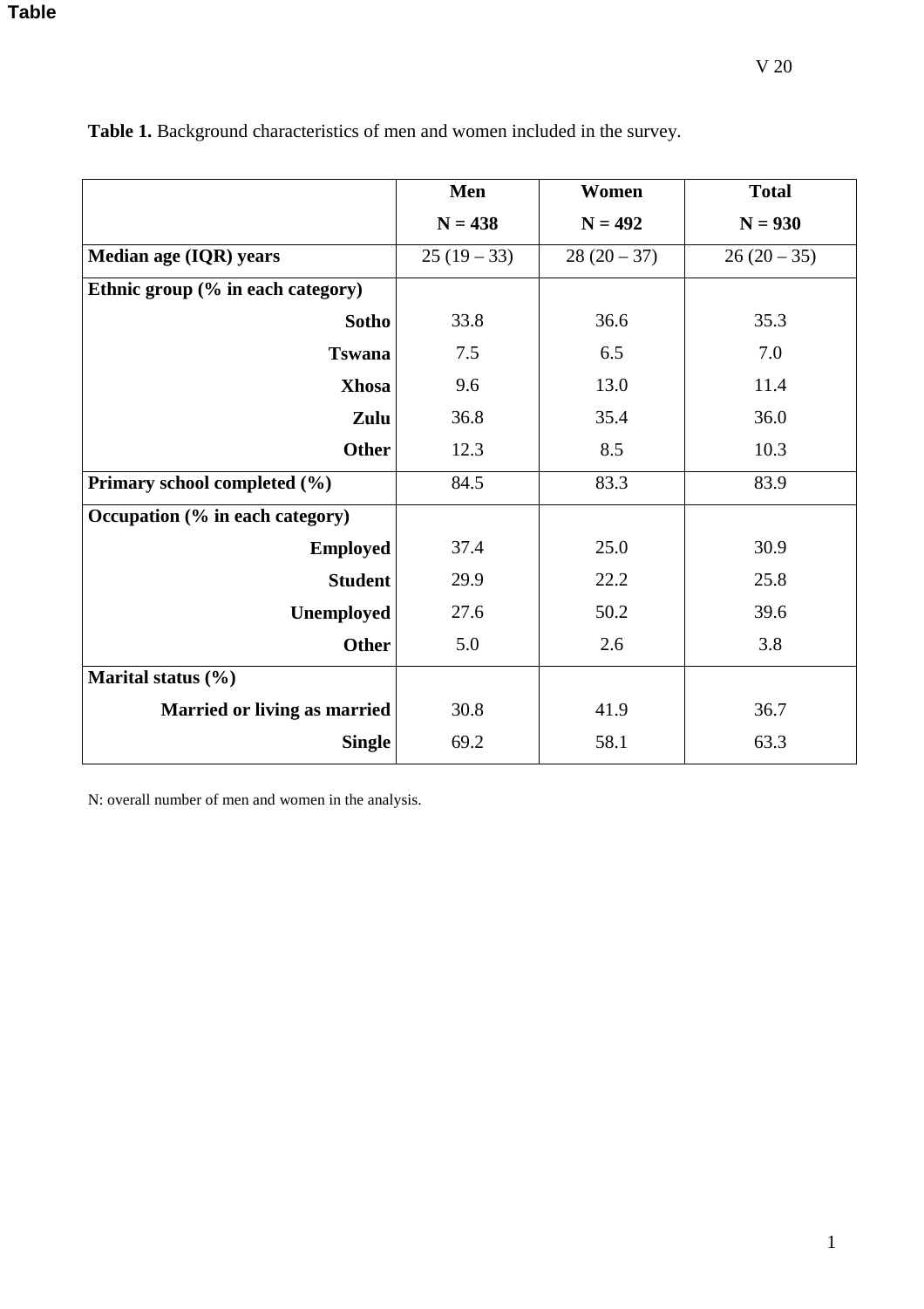**Table 1.** Background characteristics of men and women included in the survey.

| | **Men**<br>**N = 438** | **Women**<br>**N = 492** | **Total**<br>**N = 930** |
|---|---|---|---|
| **Median age (IQR) years** | 25 (19 – 33) | 28 (20 – 37) | 26 (20 – 35) |
| **Ethnic group (% in each category)** | | | |
| **Sotho** | 33.8 | 36.6 | 35.3 |
| **Tswana** | 7.5 | 6.5 | 7.0 |
| **Xhosa** | 9.6 | 13.0 | 11.4 |
| **Zulu** | 36.8 | 35.4 | 36.0 |
| **Other** | 12.3 | 8.5 | 10.3 |
| **Primary school completed (%)** | 84.5 | 83.3 | 83.9 |
| **Occupation (% in each category)** | | | |
| **Employed** | 37.4 | 25.0 | 30.9 |
| **Student** | 29.9 | 22.2 | 25.8 |
| **Unemployed** | 27.6 | 50.2 | 39.6 |
| **Other** | 5.0 | 2.6 | 3.8 |
| **Marital status (%)** | | | |
| **Married or living as married** | 30.8 | 41.9 | 36.7 |
| **Single** | 69.2 | 58.1 | 63.3 |

N: overall number of men and women in the analysis.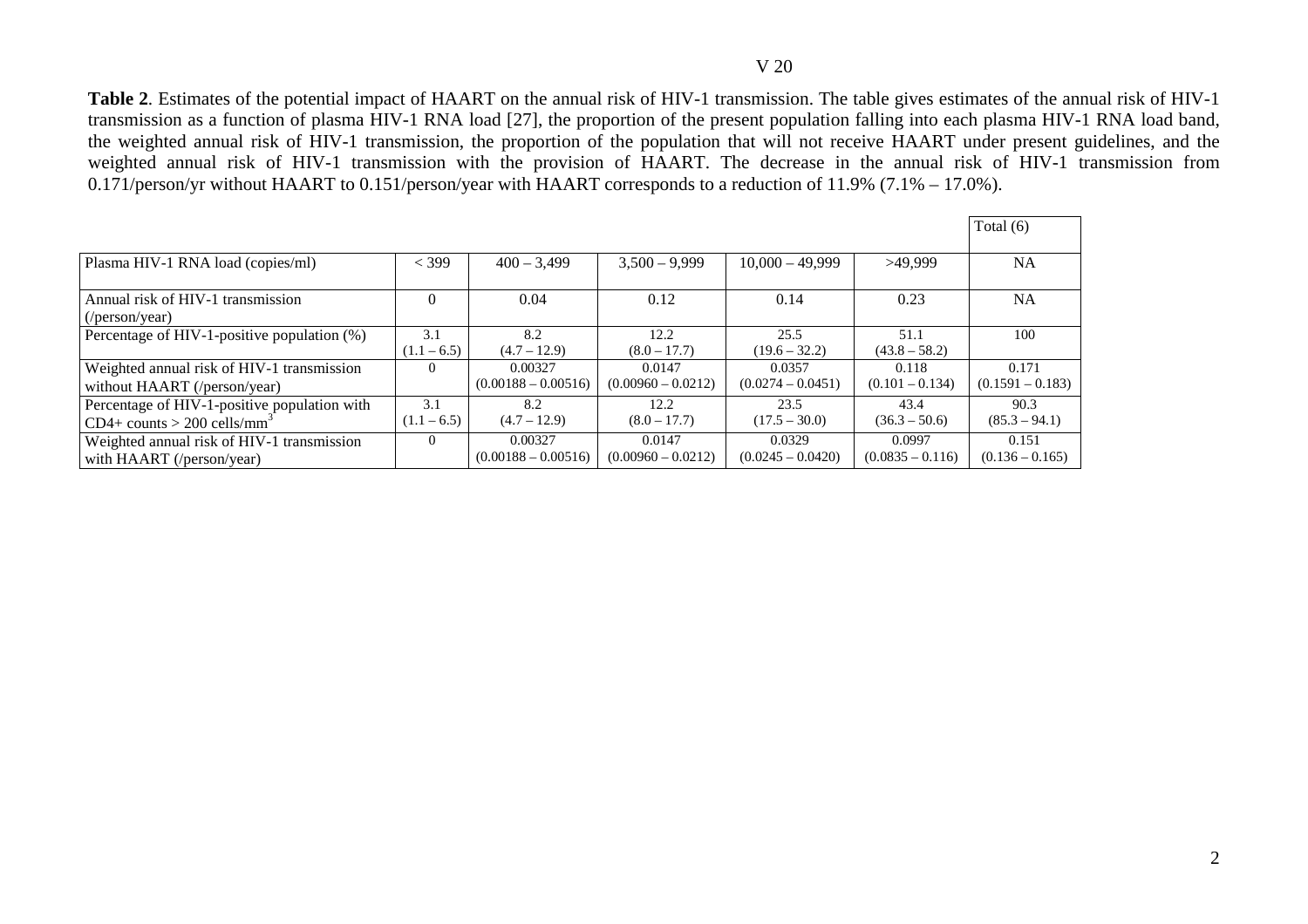**Table 2**. Estimates of the potential impact of HAART on the annual risk of HIV-1 transmission. The table gives estimates of the annual risk of HIV-1 transmission as a function of plasma HIV-1 RNA load [27], the proportion of the present population falling into each plasma HIV-1 RNA load band, the weighted annual risk of HIV-1 transmission, the proportion of the population that will not receive HAART under present guidelines, and the weighted annual risk of HIV-1 transmission with the provision of HAART. The decrease in the annual risk of HIV-1 transmission from 0.171/person/yr without HAART to 0.151/person/year with HAART corresponds to a reduction of 11.9% (7.1% – 17.0%).

| | | | | | | Total (6) |
|---|---|---|---|---|---|---|
| Plasma HIV-1 RNA load (copies/ml) | < 399 | 400 – 3,499 | 3,500 – 9,999 | 10,000 – 49,999 | >49,999 | NA |
| Annual risk of HIV-1 transmission (/person/year) | 0 | 0.04 | 0.12 | 0.14 | 0.23 | NA |
| Percentage of HIV-1-positive population (%) | 3.1 (1.1 – 6.5) | 8.2 (4.7 – 12.9) | 12.2 (8.0 – 17.7) | 25.5 (19.6 – 32.2) | 51.1 (43.8 – 58.2) | 100 |
| Weighted annual risk of HIV-1 transmission without HAART (/person/year) | 0 | 0.00327 (0.00188 – 0.00516) | 0.0147 (0.00960 – 0.0212) | 0.0357 (0.0274 – 0.0451) | 0.118 (0.101 – 0.134) | 0.171 (0.1591 – 0.183) |
| Percentage of HIV-1-positive population with CD4+ counts > 200 cells/mm$^3$ | 3.1 (1.1 – 6.5) | 8.2 (4.7 – 12.9) | 12.2 (8.0 – 17.7) | 23.5 (17.5 – 30.0) | 43.4 (36.3 – 50.6) | 90.3 (85.3 – 94.1) |
| Weighted annual risk of HIV-1 transmission with HAART (/person/year) | 0 | 0.00327 (0.00188 – 0.00516) | 0.0147 (0.00960 – 0.0212) | 0.0329 (0.0245 – 0.0420) | 0.0997 (0.0835 – 0.116) | 0.151 (0.136 – 0.165) |